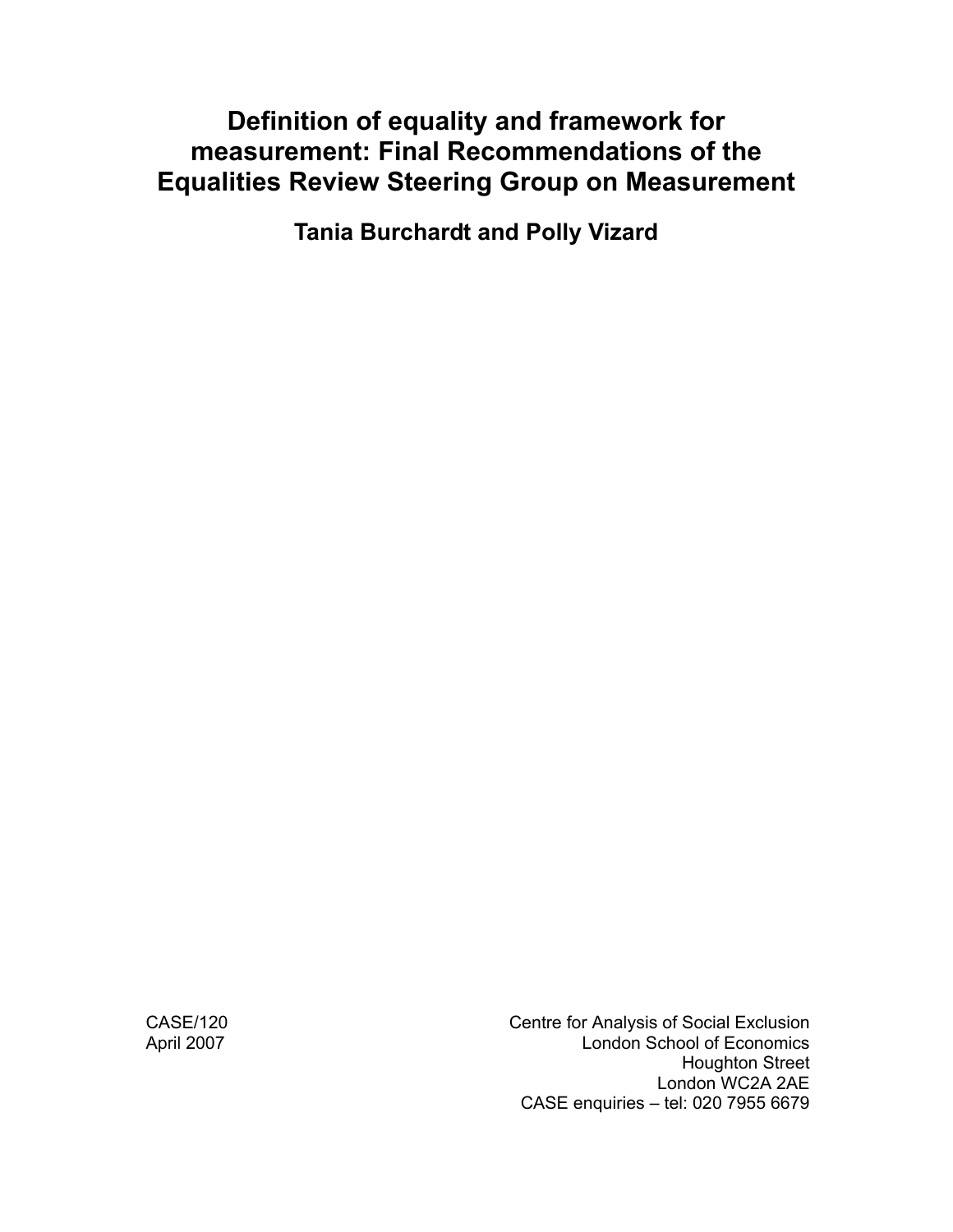# Definition of equality and framework for measurement: Final Recommendations of the Equalities Review Steering Group on Measurement

**Tania Burchardt and Polly Vizard**

CASE/120
April 2007

Centre for Analysis of Social Exclusion
London School of Economics
Houghton Street
London WC2A 2AE
CASE enquiries – tel: 020 7955 6679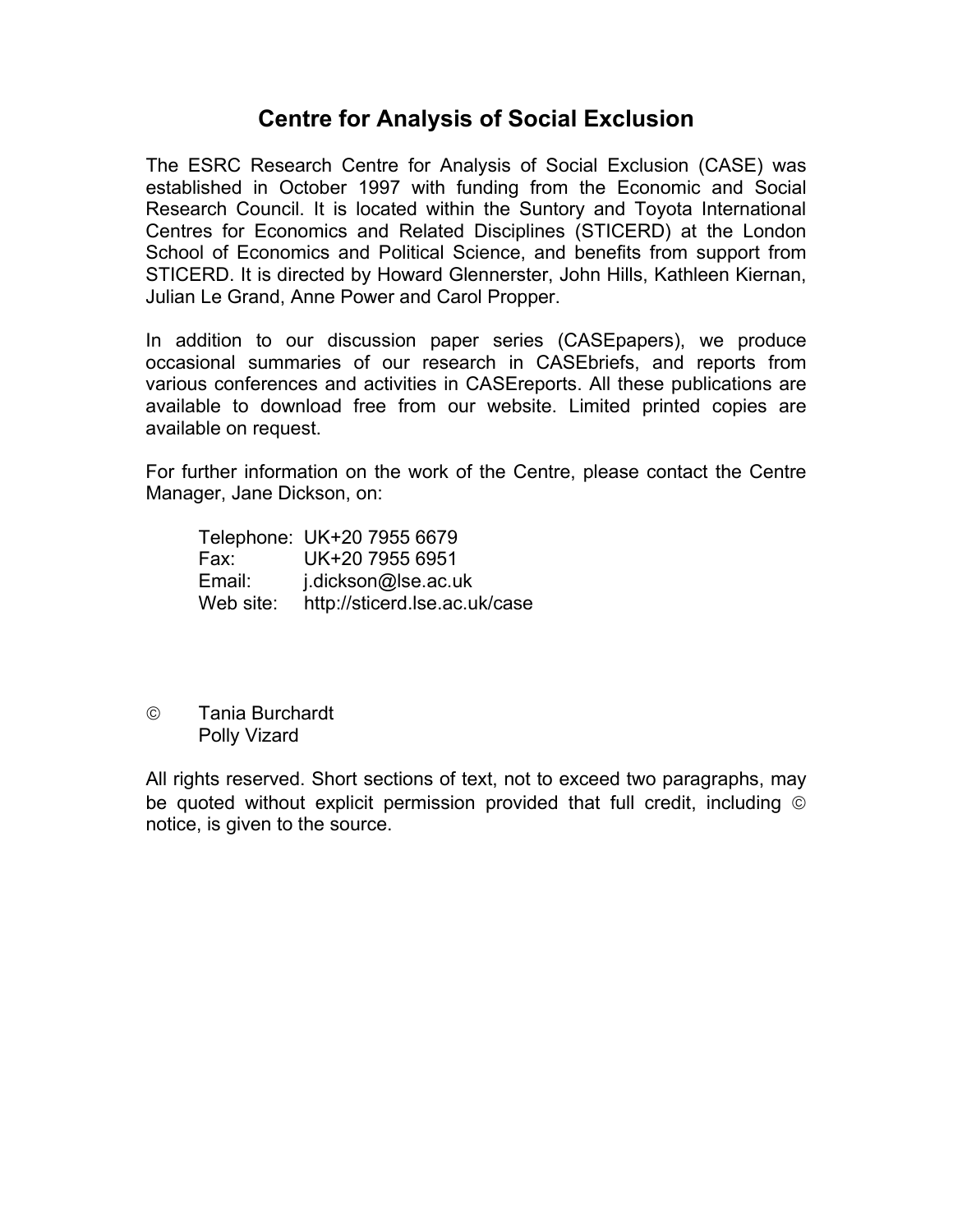# Centre for Analysis of Social Exclusion

The ESRC Research Centre for Analysis of Social Exclusion (CASE) was established in October 1997 with funding from the Economic and Social Research Council. It is located within the Suntory and Toyota International Centres for Economics and Related Disciplines (STICERD) at the London School of Economics and Political Science, and benefits from support from STICERD. It is directed by Howard Glennerster, John Hills, Kathleen Kiernan, Julian Le Grand, Anne Power and Carol Propper.

In addition to our discussion paper series (CASEpapers), we produce occasional summaries of our research in CASEbriefs, and reports from various conferences and activities in CASEreports. All these publications are available to download free from our website. Limited printed copies are available on request.

For further information on the work of the Centre, please contact the Centre Manager, Jane Dickson, on:

Telephone: UK+20 7955 6679
Fax: UK+20 7955 6951
Email: j.dickson@lse.ac.uk
Web site: http://sticerd.lse.ac.uk/case

© Tania Burchardt
Polly Vizard

All rights reserved. Short sections of text, not to exceed two paragraphs, may be quoted without explicit permission provided that full credit, including © notice, is given to the source.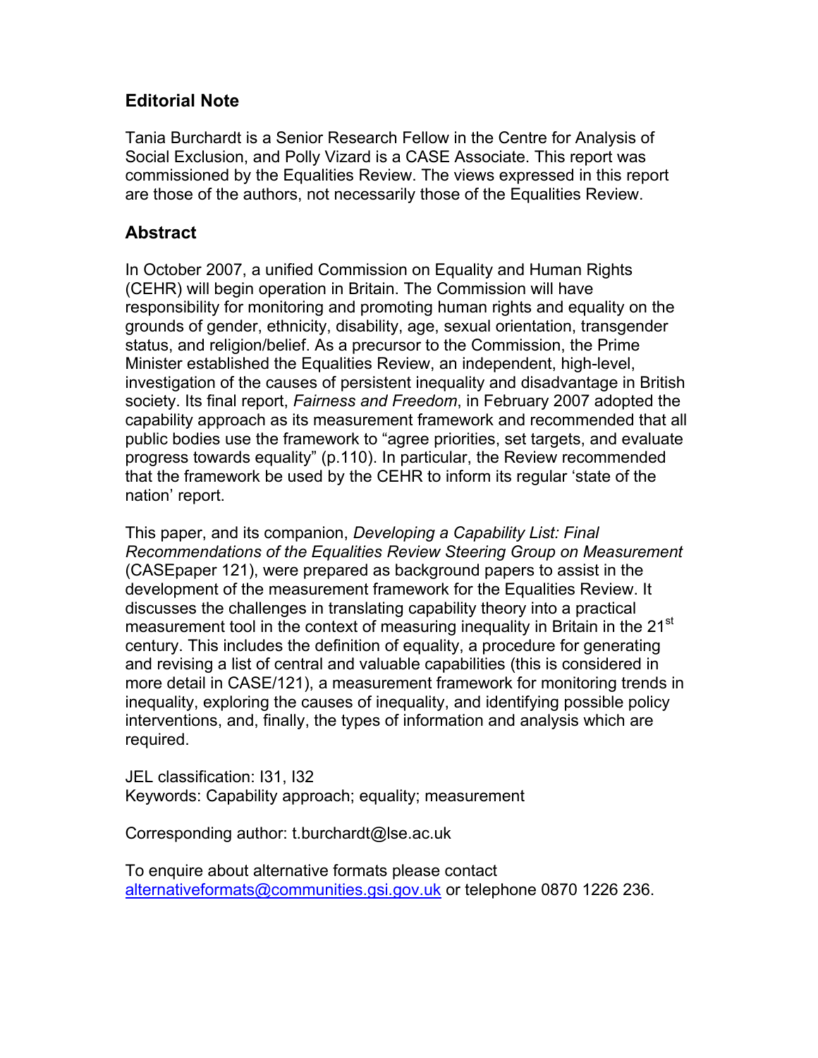## Editorial Note

Tania Burchardt is a Senior Research Fellow in the Centre for Analysis of Social Exclusion, and Polly Vizard is a CASE Associate. This report was commissioned by the Equalities Review. The views expressed in this report are those of the authors, not necessarily those of the Equalities Review.

## Abstract

In October 2007, a unified Commission on Equality and Human Rights (CEHR) will begin operation in Britain. The Commission will have responsibility for monitoring and promoting human rights and equality on the grounds of gender, ethnicity, disability, age, sexual orientation, transgender status, and religion/belief. As a precursor to the Commission, the Prime Minister established the Equalities Review, an independent, high-level, investigation of the causes of persistent inequality and disadvantage in British society. Its final report, *Fairness and Freedom*, in February 2007 adopted the capability approach as its measurement framework and recommended that all public bodies use the framework to "agree priorities, set targets, and evaluate progress towards equality" (p.110). In particular, the Review recommended that the framework be used by the CEHR to inform its regular 'state of the nation' report.

This paper, and its companion, *Developing a Capability List: Final Recommendations of the Equalities Review Steering Group on Measurement* (CASEpaper 121), were prepared as background papers to assist in the development of the measurement framework for the Equalities Review. It discusses the challenges in translating capability theory into a practical measurement tool in the context of measuring inequality in Britain in the 21st century. This includes the definition of equality, a procedure for generating and revising a list of central and valuable capabilities (this is considered in more detail in CASE/121), a measurement framework for monitoring trends in inequality, exploring the causes of inequality, and identifying possible policy interventions, and, finally, the types of information and analysis which are required.

JEL classification: I31, I32
Keywords: Capability approach; equality; measurement

Corresponding author: t.burchardt@lse.ac.uk

To enquire about alternative formats please contact alternativeformats@communities.gsi.gov.uk or telephone 0870 1226 236.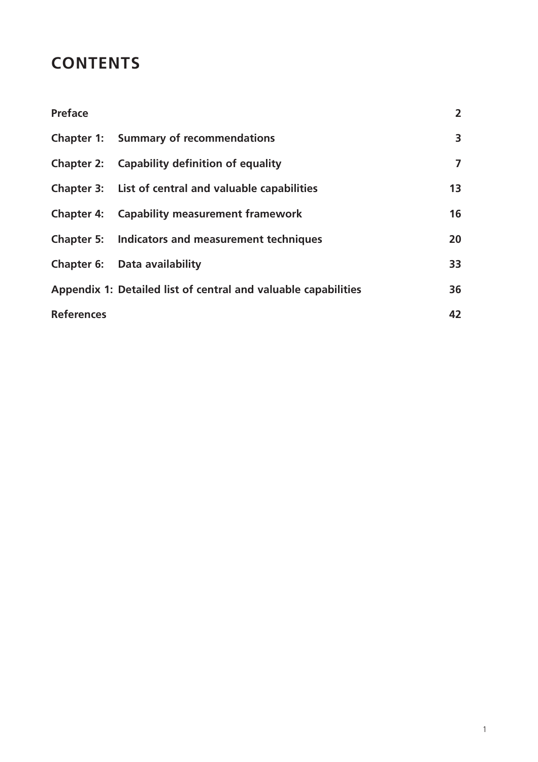# CONTENTS

| | | |
|---|---|---|
| **Preface** | | **2** |
| **Chapter 1:** | **Summary of recommendations** | **3** |
| **Chapter 2:** | **Capability definition of equality** | **7** |
| **Chapter 3:** | **List of central and valuable capabilities** | **13** |
| **Chapter 4:** | **Capability measurement framework** | **16** |
| **Chapter 5:** | **Indicators and measurement techniques** | **20** |
| **Chapter 6:** | **Data availability** | **33** |
| **Appendix 1:** | **Detailed list of central and valuable capabilities** | **36** |
| **References** | | **42** |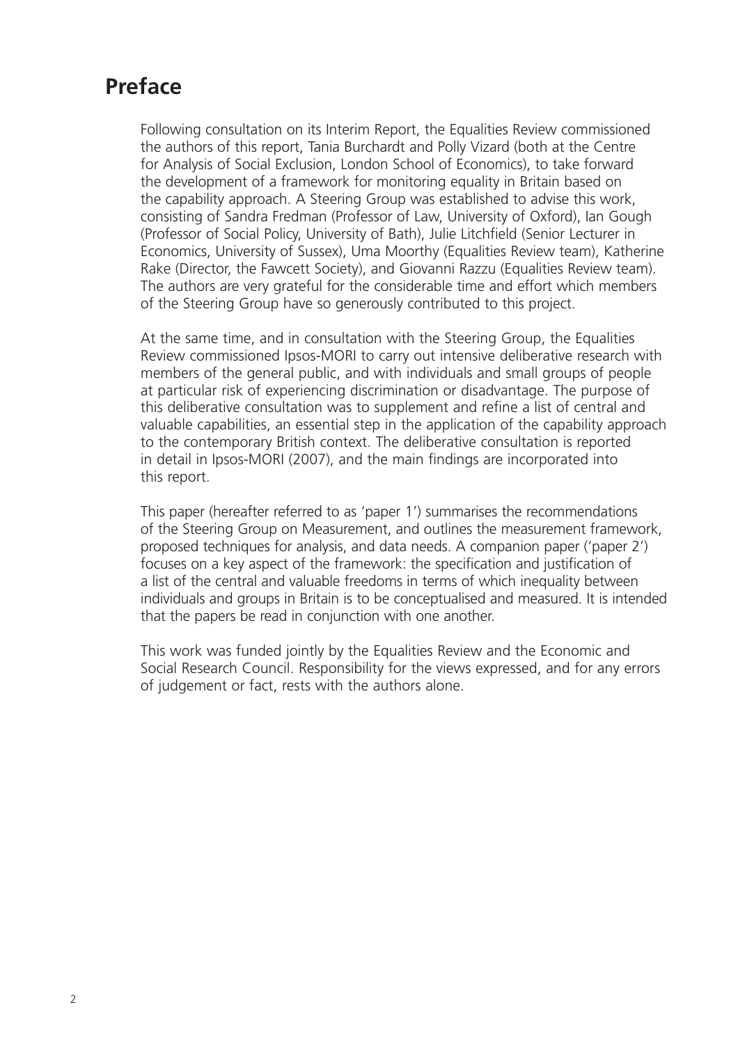# Preface

Following consultation on its Interim Report, the Equalities Review commissioned the authors of this report, Tania Burchardt and Polly Vizard (both at the Centre for Analysis of Social Exclusion, London School of Economics), to take forward the development of a framework for monitoring equality in Britain based on the capability approach. A Steering Group was established to advise this work, consisting of Sandra Fredman (Professor of Law, University of Oxford), Ian Gough (Professor of Social Policy, University of Bath), Julie Litchfield (Senior Lecturer in Economics, University of Sussex), Uma Moorthy (Equalities Review team), Katherine Rake (Director, the Fawcett Society), and Giovanni Razzu (Equalities Review team). The authors are very grateful for the considerable time and effort which members of the Steering Group have so generously contributed to this project.

At the same time, and in consultation with the Steering Group, the Equalities Review commissioned Ipsos-MORI to carry out intensive deliberative research with members of the general public, and with individuals and small groups of people at particular risk of experiencing discrimination or disadvantage. The purpose of this deliberative consultation was to supplement and refine a list of central and valuable capabilities, an essential step in the application of the capability approach to the contemporary British context. The deliberative consultation is reported in detail in Ipsos-MORI (2007), and the main findings are incorporated into this report.

This paper (hereafter referred to as 'paper 1') summarises the recommendations of the Steering Group on Measurement, and outlines the measurement framework, proposed techniques for analysis, and data needs. A companion paper ('paper 2') focuses on a key aspect of the framework: the specification and justification of a list of the central and valuable freedoms in terms of which inequality between individuals and groups in Britain is to be conceptualised and measured. It is intended that the papers be read in conjunction with one another.

This work was funded jointly by the Equalities Review and the Economic and Social Research Council. Responsibility for the views expressed, and for any errors of judgement or fact, rests with the authors alone.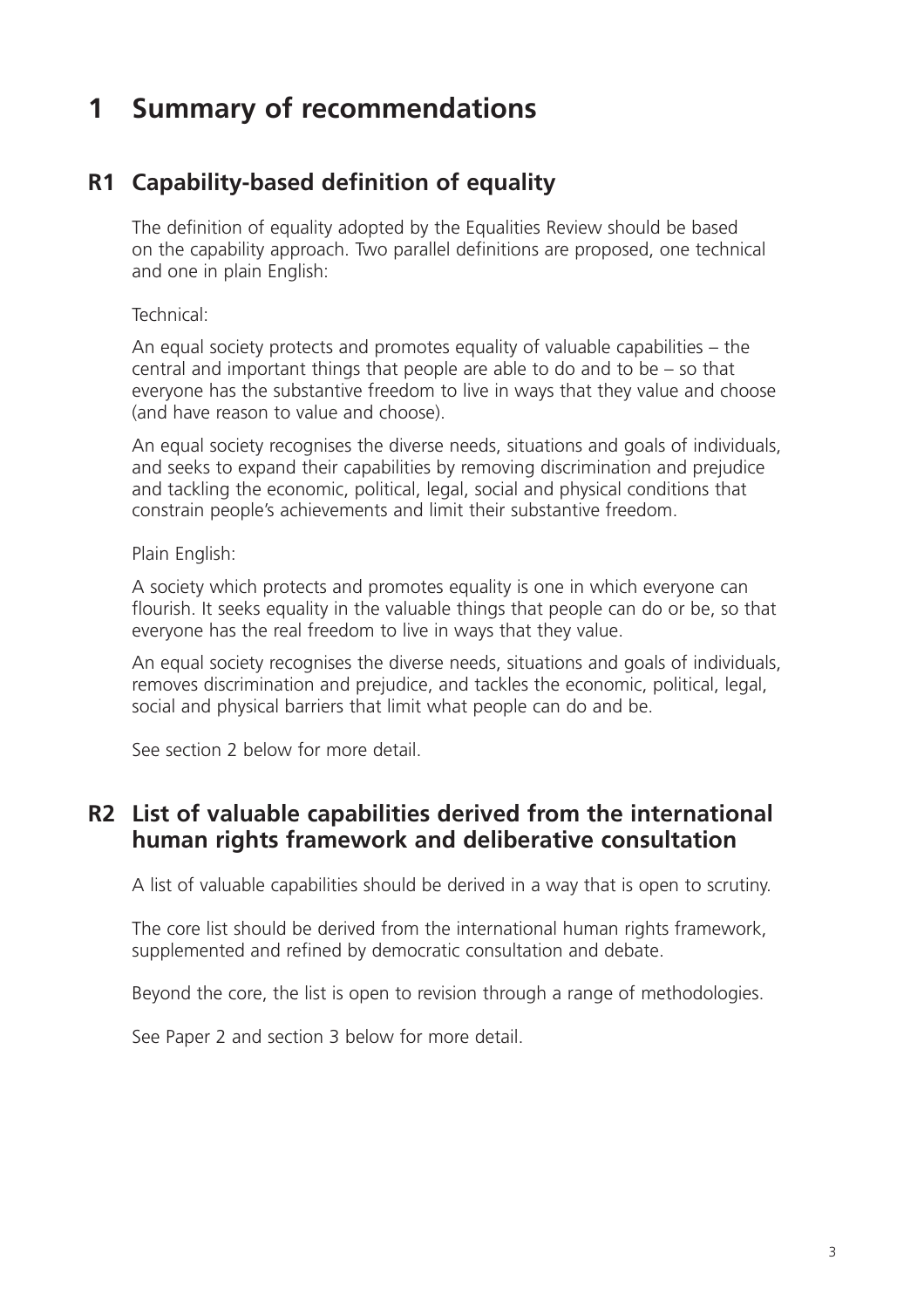# 1 Summary of recommendations

## R1 Capability-based definition of equality

The definition of equality adopted by the Equalities Review should be based on the capability approach. Two parallel definitions are proposed, one technical and one in plain English:

Technical:

An equal society protects and promotes equality of valuable capabilities – the central and important things that people are able to do and to be – so that everyone has the substantive freedom to live in ways that they value and choose (and have reason to value and choose).

An equal society recognises the diverse needs, situations and goals of individuals, and seeks to expand their capabilities by removing discrimination and prejudice and tackling the economic, political, legal, social and physical conditions that constrain people's achievements and limit their substantive freedom.

Plain English:

A society which protects and promotes equality is one in which everyone can flourish. It seeks equality in the valuable things that people can do or be, so that everyone has the real freedom to live in ways that they value.

An equal society recognises the diverse needs, situations and goals of individuals, removes discrimination and prejudice, and tackles the economic, political, legal, social and physical barriers that limit what people can do and be.

See section 2 below for more detail.

## R2 List of valuable capabilities derived from the international human rights framework and deliberative consultation

A list of valuable capabilities should be derived in a way that is open to scrutiny.

The core list should be derived from the international human rights framework, supplemented and refined by democratic consultation and debate.

Beyond the core, the list is open to revision through a range of methodologies.

See Paper 2 and section 3 below for more detail.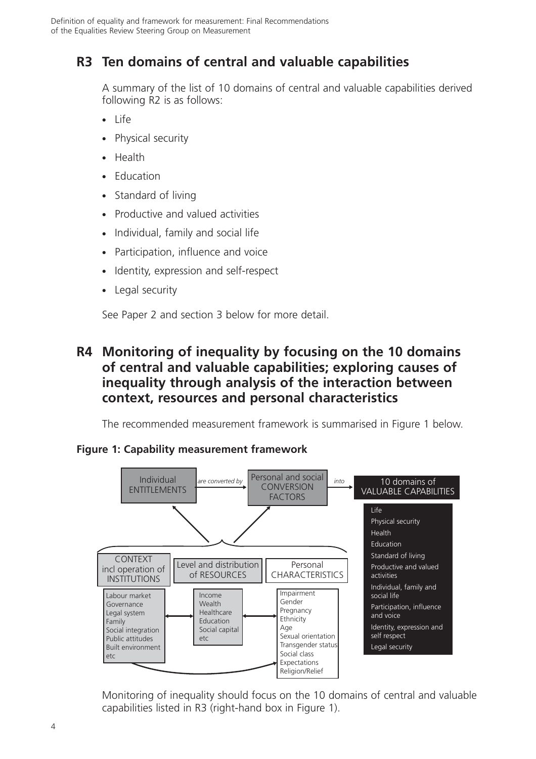## R3 Ten domains of central and valuable capabilities

A summary of the list of 10 domains of central and valuable capabilities derived following R2 is as follows:

- Life
- Physical security
- Health
- Education
- Standard of living
- Productive and valued activities
- Individual, family and social life
- Participation, influence and voice
- Identity, expression and self-respect
- Legal security

See Paper 2 and section 3 below for more detail.

## R4 Monitoring of inequality by focusing on the 10 domains of central and valuable capabilities; exploring causes of inequality through analysis of the interaction between context, resources and personal characteristics

The recommended measurement framework is summarised in Figure 1 below.

**Figure 1: Capability measurement framework**

Individual ENTITLEMENTS *are converted by* Personal and social CONVERSION FACTORS *into* 10 domains of VALUABLE CAPABILITIES

10 domains of VALUABLE CAPABILITIES:
- Life
- Physical security
- Health
- Education
- Standard of living
- Productive and valued activities
- Individual, family and social life
- Participation, influence and voice
- Identity, expression and self respect
- Legal security

CONTEXT incl operation of INSTITUTIONS:
- Labour market
- Governance
- Legal system
- Family
- Social integration
- Public attitudes
- Built environment
- etc

Level and distribution of RESOURCES:
- Income
- Wealth
- Healthcare
- Education
- Social capital
- etc

Personal CHARACTERISTICS:
- Impairment
- Gender
- Pregnancy
- Ethnicity
- Age
- Sexual orientation
- Transgender status
- Social class
- Expectations
- Religion/Relief

Monitoring of inequality should focus on the 10 domains of central and valuable capabilities listed in R3 (right-hand box in Figure 1).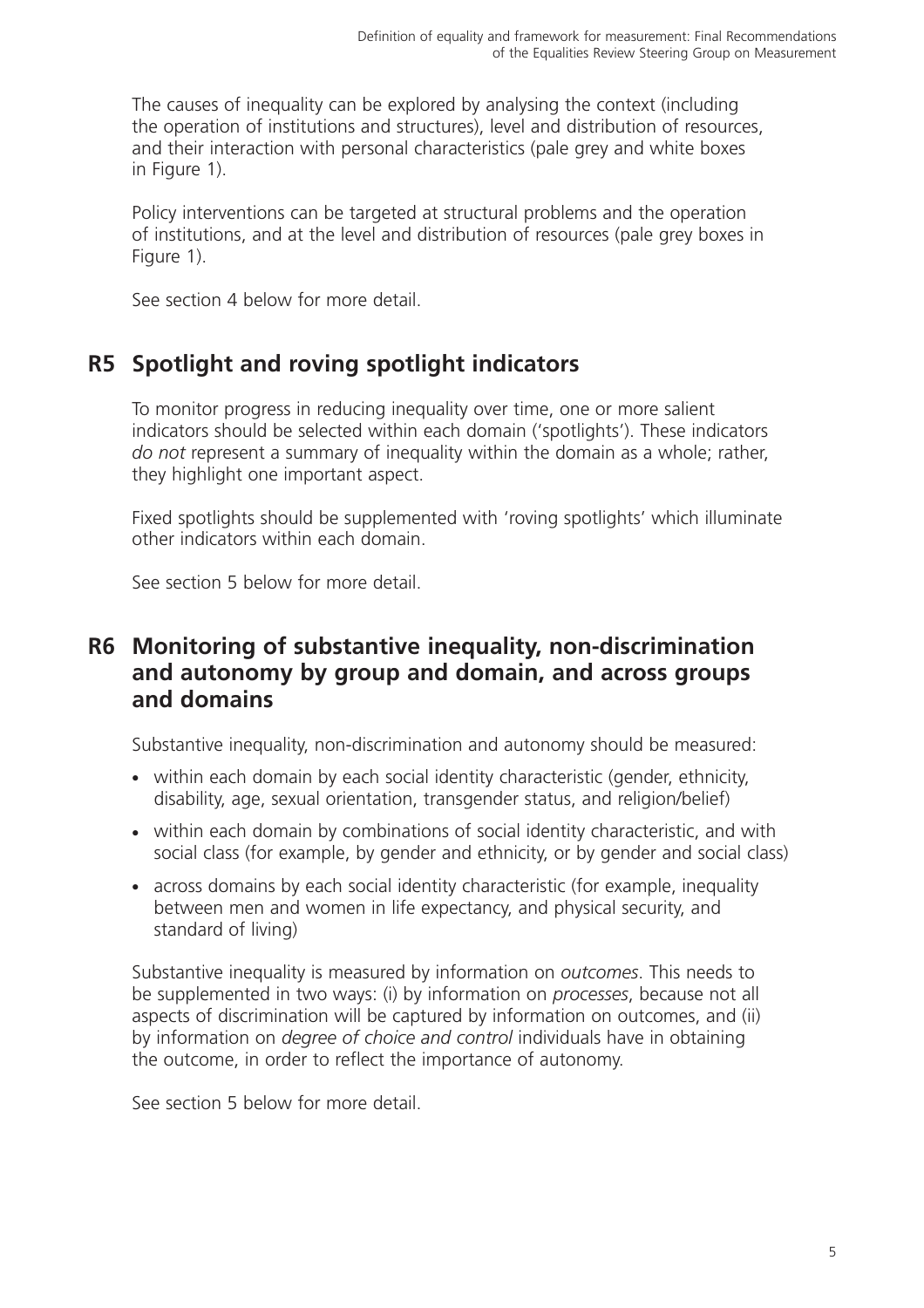The causes of inequality can be explored by analysing the context (including the operation of institutions and structures), level and distribution of resources, and their interaction with personal characteristics (pale grey and white boxes in Figure 1).

Policy interventions can be targeted at structural problems and the operation of institutions, and at the level and distribution of resources (pale grey boxes in Figure 1).

See section 4 below for more detail.

## R5 Spotlight and roving spotlight indicators

To monitor progress in reducing inequality over time, one or more salient indicators should be selected within each domain ('spotlights'). These indicators *do not* represent a summary of inequality within the domain as a whole; rather, they highlight one important aspect.

Fixed spotlights should be supplemented with 'roving spotlights' which illuminate other indicators within each domain.

See section 5 below for more detail.

## R6 Monitoring of substantive inequality, non-discrimination and autonomy by group and domain, and across groups and domains

Substantive inequality, non-discrimination and autonomy should be measured:

- within each domain by each social identity characteristic (gender, ethnicity, disability, age, sexual orientation, transgender status, and religion/belief)
- within each domain by combinations of social identity characteristic, and with social class (for example, by gender and ethnicity, or by gender and social class)
- across domains by each social identity characteristic (for example, inequality between men and women in life expectancy, and physical security, and standard of living)

Substantive inequality is measured by information on *outcomes*. This needs to be supplemented in two ways: (i) by information on *processes*, because not all aspects of discrimination will be captured by information on outcomes, and (ii) by information on *degree of choice and control* individuals have in obtaining the outcome, in order to reflect the importance of autonomy.

See section 5 below for more detail.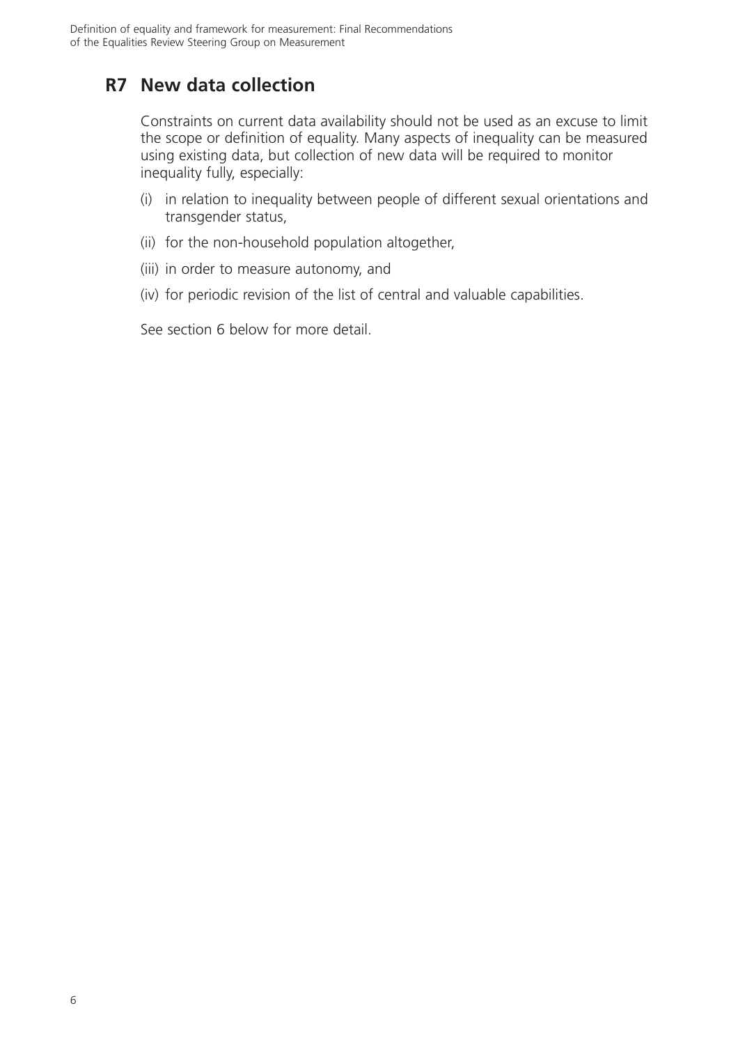## R7 New data collection

Constraints on current data availability should not be used as an excuse to limit the scope or definition of equality. Many aspects of inequality can be measured using existing data, but collection of new data will be required to monitor inequality fully, especially:

(i) in relation to inequality between people of different sexual orientations and transgender status,

(ii) for the non-household population altogether,

(iii) in order to measure autonomy, and

(iv) for periodic revision of the list of central and valuable capabilities.

See section 6 below for more detail.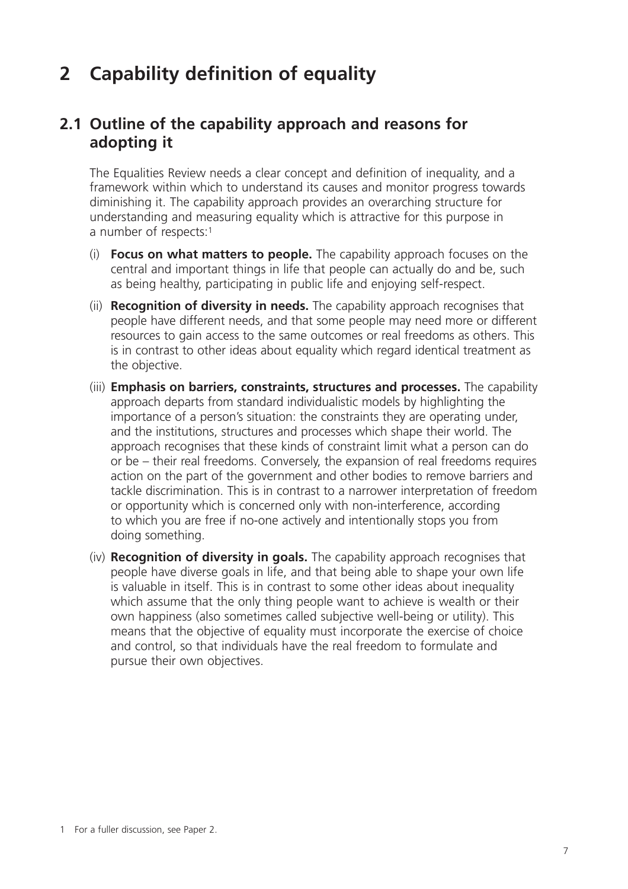# 2 Capability definition of equality

## 2.1 Outline of the capability approach and reasons for adopting it

The Equalities Review needs a clear concept and definition of inequality, and a framework within which to understand its causes and monitor progress towards diminishing it. The capability approach provides an overarching structure for understanding and measuring equality which is attractive for this purpose in a number of respects:[1]

(i) **Focus on what matters to people.** The capability approach focuses on the central and important things in life that people can actually do and be, such as being healthy, participating in public life and enjoying self-respect.

(ii) **Recognition of diversity in needs.** The capability approach recognises that people have different needs, and that some people may need more or different resources to gain access to the same outcomes or real freedoms as others. This is in contrast to other ideas about equality which regard identical treatment as the objective.

(iii) **Emphasis on barriers, constraints, structures and processes.** The capability approach departs from standard individualistic models by highlighting the importance of a person's situation: the constraints they are operating under, and the institutions, structures and processes which shape their world. The approach recognises that these kinds of constraint limit what a person can do or be – their real freedoms. Conversely, the expansion of real freedoms requires action on the part of the government and other bodies to remove barriers and tackle discrimination. This is in contrast to a narrower interpretation of freedom or opportunity which is concerned only with non-interference, according to which you are free if no-one actively and intentionally stops you from doing something.

(iv) **Recognition of diversity in goals.** The capability approach recognises that people have diverse goals in life, and that being able to shape your own life is valuable in itself. This is in contrast to some other ideas about inequality which assume that the only thing people want to achieve is wealth or their own happiness (also sometimes called subjective well-being or utility). This means that the objective of equality must incorporate the exercise of choice and control, so that individuals have the real freedom to formulate and pursue their own objectives.

1 For a fuller discussion, see Paper 2.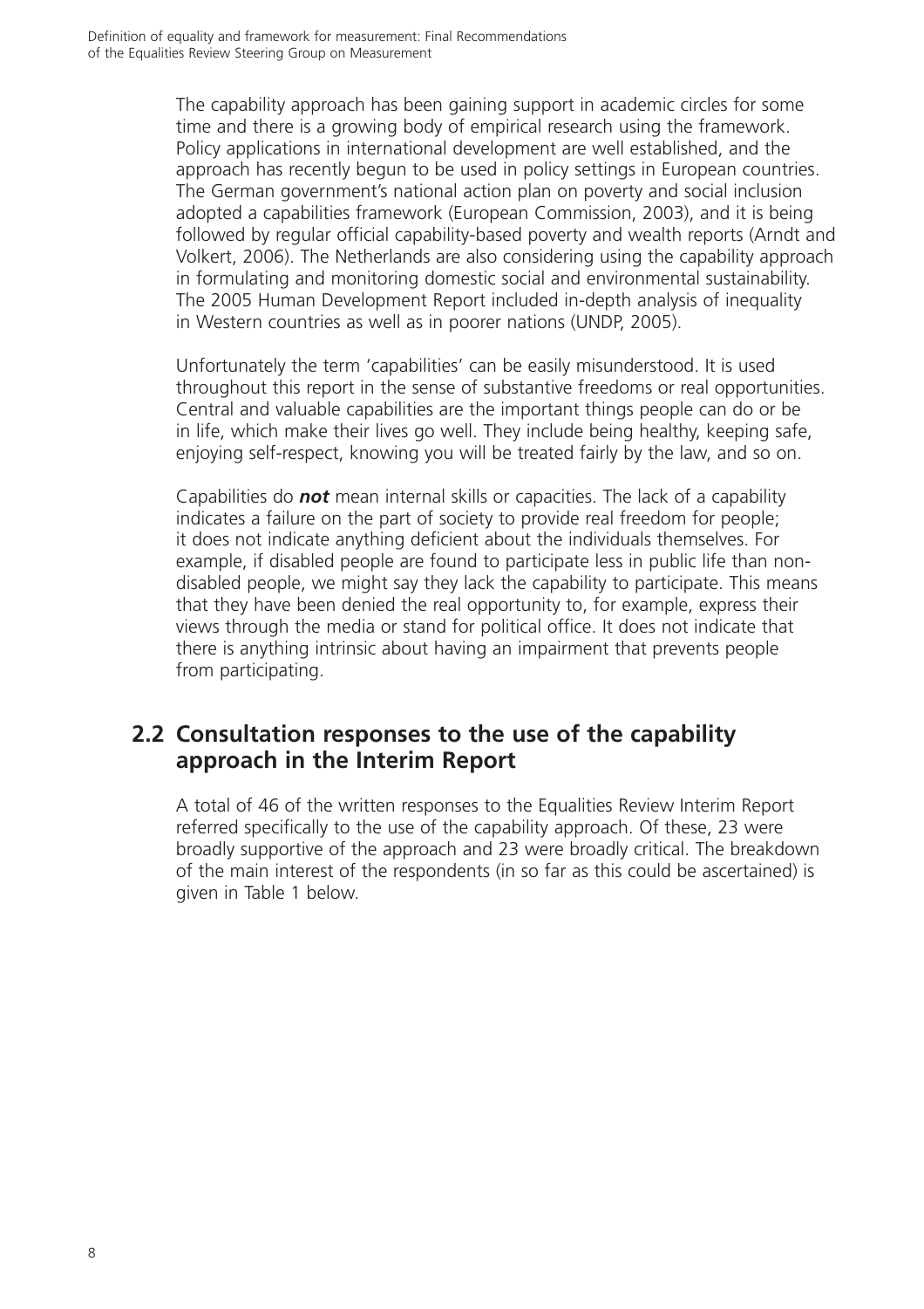The capability approach has been gaining support in academic circles for some time and there is a growing body of empirical research using the framework. Policy applications in international development are well established, and the approach has recently begun to be used in policy settings in European countries. The German government's national action plan on poverty and social inclusion adopted a capabilities framework (European Commission, 2003), and it is being followed by regular official capability-based poverty and wealth reports (Arndt and Volkert, 2006). The Netherlands are also considering using the capability approach in formulating and monitoring domestic social and environmental sustainability. The 2005 Human Development Report included in-depth analysis of inequality in Western countries as well as in poorer nations (UNDP, 2005).

Unfortunately the term 'capabilities' can be easily misunderstood. It is used throughout this report in the sense of substantive freedoms or real opportunities. Central and valuable capabilities are the important things people can do or be in life, which make their lives go well. They include being healthy, keeping safe, enjoying self-respect, knowing you will be treated fairly by the law, and so on.

Capabilities do ***not*** mean internal skills or capacities. The lack of a capability indicates a failure on the part of society to provide real freedom for people; it does not indicate anything deficient about the individuals themselves. For example, if disabled people are found to participate less in public life than non-disabled people, we might say they lack the capability to participate. This means that they have been denied the real opportunity to, for example, express their views through the media or stand for political office. It does not indicate that there is anything intrinsic about having an impairment that prevents people from participating.

## 2.2 Consultation responses to the use of the capability approach in the Interim Report

A total of 46 of the written responses to the Equalities Review Interim Report referred specifically to the use of the capability approach. Of these, 23 were broadly supportive of the approach and 23 were broadly critical. The breakdown of the main interest of the respondents (in so far as this could be ascertained) is given in Table 1 below.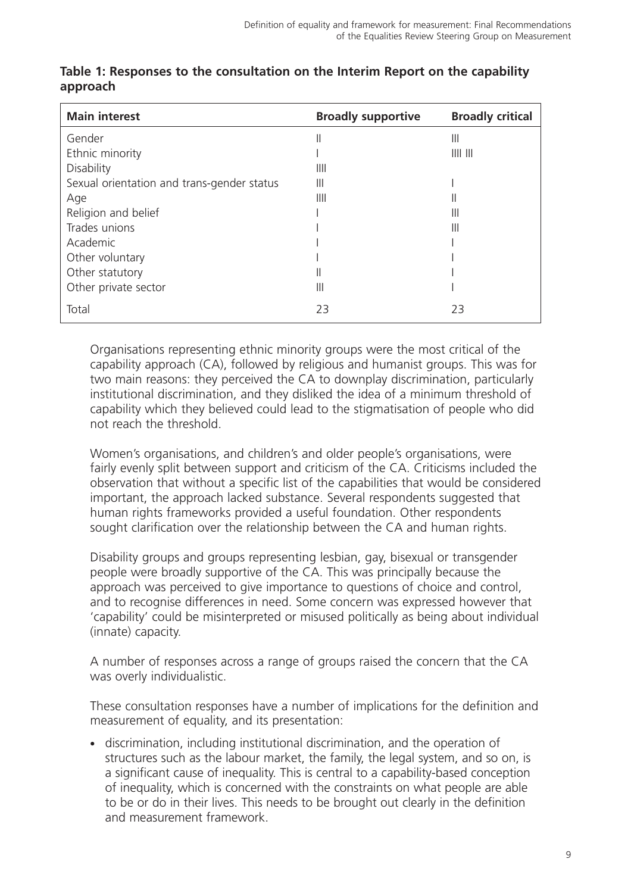**Table 1: Responses to the consultation on the Interim Report on the capability approach**

| Main interest | Broadly supportive | Broadly critical |
|---|---|---|
| Gender | II | III |
| Ethnic minority | I | IIII III |
| Disability | IIII | |
| Sexual orientation and trans-gender status | III | I |
| Age | IIII | II |
| Religion and belief | I | III |
| Trades unions | I | III |
| Academic | I | I |
| Other voluntary | I | I |
| Other statutory | II | I |
| Other private sector | III | I |
| Total | 23 | 23 |

Organisations representing ethnic minority groups were the most critical of the capability approach (CA), followed by religious and humanist groups. This was for two main reasons: they perceived the CA to downplay discrimination, particularly institutional discrimination, and they disliked the idea of a minimum threshold of capability which they believed could lead to the stigmatisation of people who did not reach the threshold.

Women's organisations, and children's and older people's organisations, were fairly evenly split between support and criticism of the CA. Criticisms included the observation that without a specific list of the capabilities that would be considered important, the approach lacked substance. Several respondents suggested that human rights frameworks provided a useful foundation. Other respondents sought clarification over the relationship between the CA and human rights.

Disability groups and groups representing lesbian, gay, bisexual or transgender people were broadly supportive of the CA. This was principally because the approach was perceived to give importance to questions of choice and control, and to recognise differences in need. Some concern was expressed however that 'capability' could be misinterpreted or misused politically as being about individual (innate) capacity.

A number of responses across a range of groups raised the concern that the CA was overly individualistic.

These consultation responses have a number of implications for the definition and measurement of equality, and its presentation:

- discrimination, including institutional discrimination, and the operation of structures such as the labour market, the family, the legal system, and so on, is a significant cause of inequality. This is central to a capability-based conception of inequality, which is concerned with the constraints on what people are able to be or do in their lives. This needs to be brought out clearly in the definition and measurement framework.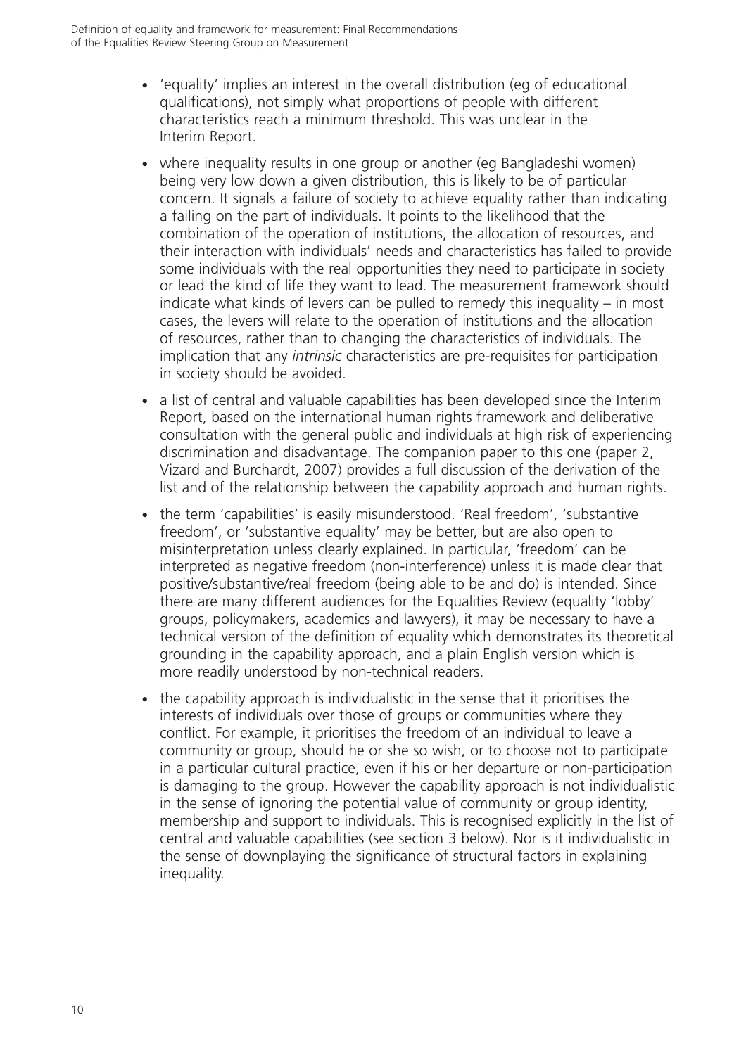- 'equality' implies an interest in the overall distribution (eg of educational qualifications), not simply what proportions of people with different characteristics reach a minimum threshold. This was unclear in the Interim Report.
- where inequality results in one group or another (eg Bangladeshi women) being very low down a given distribution, this is likely to be of particular concern. It signals a failure of society to achieve equality rather than indicating a failing on the part of individuals. It points to the likelihood that the combination of the operation of institutions, the allocation of resources, and their interaction with individuals' needs and characteristics has failed to provide some individuals with the real opportunities they need to participate in society or lead the kind of life they want to lead. The measurement framework should indicate what kinds of levers can be pulled to remedy this inequality – in most cases, the levers will relate to the operation of institutions and the allocation of resources, rather than to changing the characteristics of individuals. The implication that any *intrinsic* characteristics are pre-requisites for participation in society should be avoided.
- a list of central and valuable capabilities has been developed since the Interim Report, based on the international human rights framework and deliberative consultation with the general public and individuals at high risk of experiencing discrimination and disadvantage. The companion paper to this one (paper 2, Vizard and Burchardt, 2007) provides a full discussion of the derivation of the list and of the relationship between the capability approach and human rights.
- the term 'capabilities' is easily misunderstood. 'Real freedom', 'substantive freedom', or 'substantive equality' may be better, but are also open to misinterpretation unless clearly explained. In particular, 'freedom' can be interpreted as negative freedom (non-interference) unless it is made clear that positive/substantive/real freedom (being able to be and do) is intended. Since there are many different audiences for the Equalities Review (equality 'lobby' groups, policymakers, academics and lawyers), it may be necessary to have a technical version of the definition of equality which demonstrates its theoretical grounding in the capability approach, and a plain English version which is more readily understood by non-technical readers.
- the capability approach is individualistic in the sense that it prioritises the interests of individuals over those of groups or communities where they conflict. For example, it prioritises the freedom of an individual to leave a community or group, should he or she so wish, or to choose not to participate in a particular cultural practice, even if his or her departure or non-participation is damaging to the group. However the capability approach is not individualistic in the sense of ignoring the potential value of community or group identity, membership and support to individuals. This is recognised explicitly in the list of central and valuable capabilities (see section 3 below). Nor is it individualistic in the sense of downplaying the significance of structural factors in explaining inequality.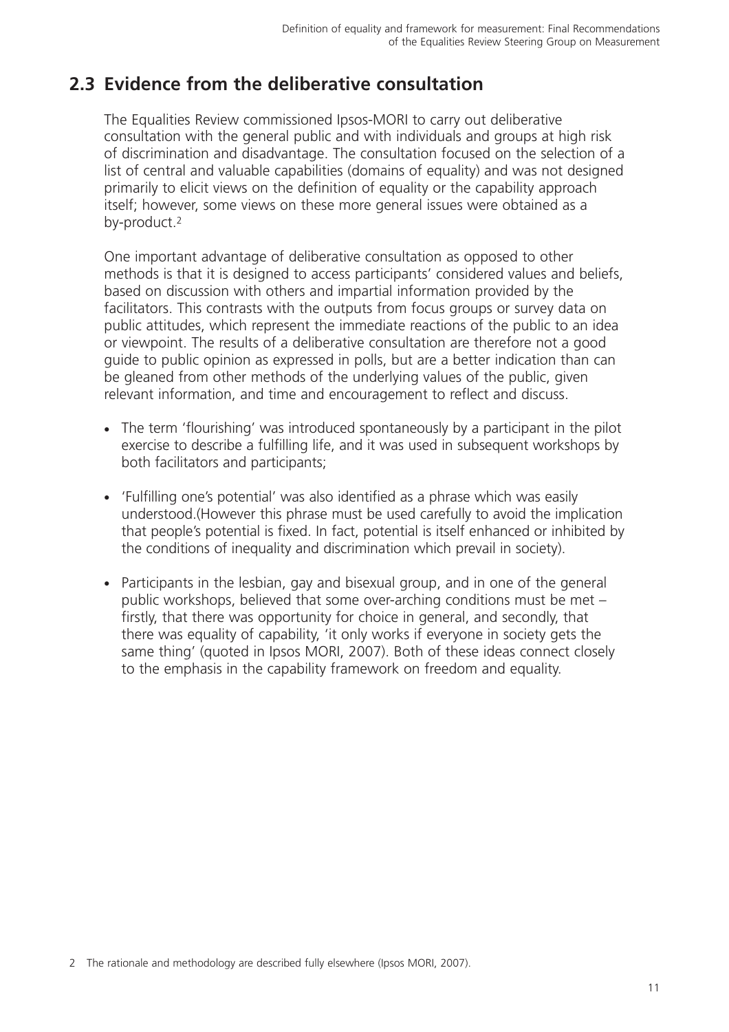## 2.3 Evidence from the deliberative consultation

The Equalities Review commissioned Ipsos-MORI to carry out deliberative consultation with the general public and with individuals and groups at high risk of discrimination and disadvantage. The consultation focused on the selection of a list of central and valuable capabilities (domains of equality) and was not designed primarily to elicit views on the definition of equality or the capability approach itself; however, some views on these more general issues were obtained as a by-product.[2]

One important advantage of deliberative consultation as opposed to other methods is that it is designed to access participants' considered values and beliefs, based on discussion with others and impartial information provided by the facilitators. This contrasts with the outputs from focus groups or survey data on public attitudes, which represent the immediate reactions of the public to an idea or viewpoint. The results of a deliberative consultation are therefore not a good guide to public opinion as expressed in polls, but are a better indication than can be gleaned from other methods of the underlying values of the public, given relevant information, and time and encouragement to reflect and discuss.

- The term 'flourishing' was introduced spontaneously by a participant in the pilot exercise to describe a fulfilling life, and it was used in subsequent workshops by both facilitators and participants;
- 'Fulfilling one's potential' was also identified as a phrase which was easily understood.(However this phrase must be used carefully to avoid the implication that people's potential is fixed. In fact, potential is itself enhanced or inhibited by the conditions of inequality and discrimination which prevail in society).
- Participants in the lesbian, gay and bisexual group, and in one of the general public workshops, believed that some over-arching conditions must be met – firstly, that there was opportunity for choice in general, and secondly, that there was equality of capability, 'it only works if everyone in society gets the same thing' (quoted in Ipsos MORI, 2007). Both of these ideas connect closely to the emphasis in the capability framework on freedom and equality.

2 The rationale and methodology are described fully elsewhere (Ipsos MORI, 2007).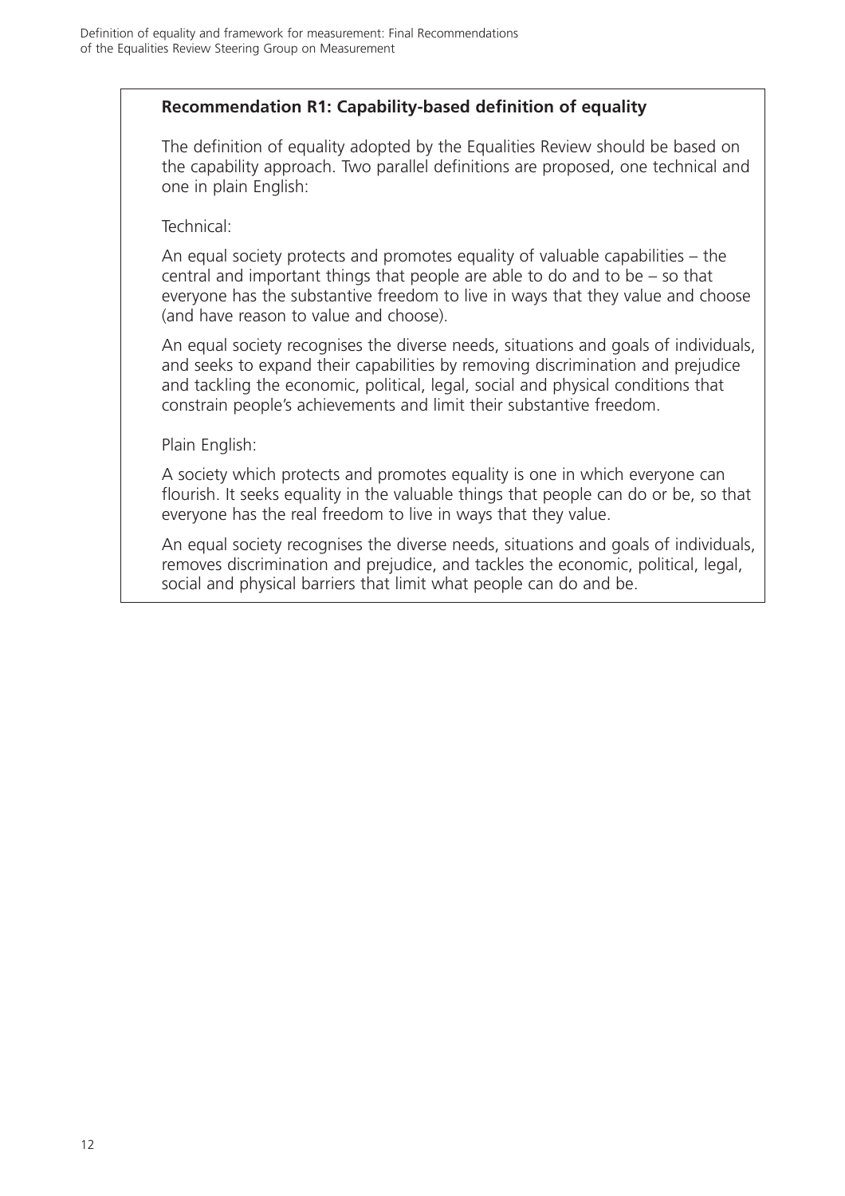**Recommendation R1: Capability-based definition of equality**

The definition of equality adopted by the Equalities Review should be based on the capability approach. Two parallel definitions are proposed, one technical and one in plain English:

Technical:

An equal society protects and promotes equality of valuable capabilities – the central and important things that people are able to do and to be – so that everyone has the substantive freedom to live in ways that they value and choose (and have reason to value and choose).

An equal society recognises the diverse needs, situations and goals of individuals, and seeks to expand their capabilities by removing discrimination and prejudice and tackling the economic, political, legal, social and physical conditions that constrain people's achievements and limit their substantive freedom.

Plain English:

A society which protects and promotes equality is one in which everyone can flourish. It seeks equality in the valuable things that people can do or be, so that everyone has the real freedom to live in ways that they value.

An equal society recognises the diverse needs, situations and goals of individuals, removes discrimination and prejudice, and tackles the economic, political, legal, social and physical barriers that limit what people can do and be.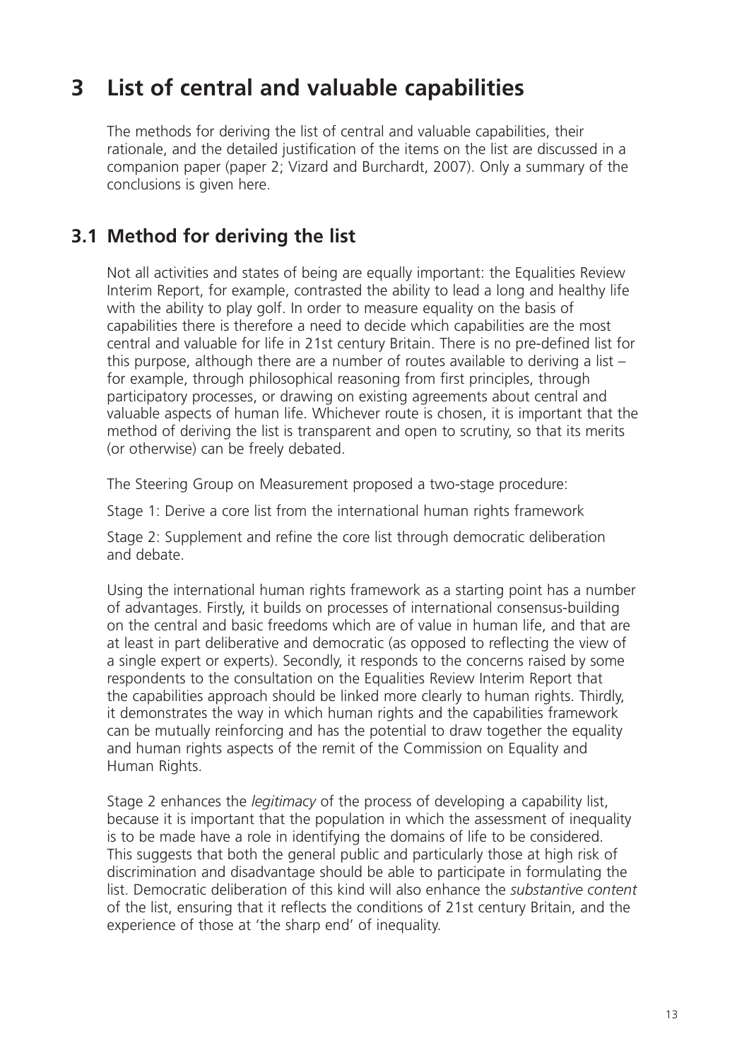# 3 List of central and valuable capabilities

The methods for deriving the list of central and valuable capabilities, their rationale, and the detailed justification of the items on the list are discussed in a companion paper (paper 2; Vizard and Burchardt, 2007). Only a summary of the conclusions is given here.

## 3.1 Method for deriving the list

Not all activities and states of being are equally important: the Equalities Review Interim Report, for example, contrasted the ability to lead a long and healthy life with the ability to play golf. In order to measure equality on the basis of capabilities there is therefore a need to decide which capabilities are the most central and valuable for life in 21st century Britain. There is no pre-defined list for this purpose, although there are a number of routes available to deriving a list – for example, through philosophical reasoning from first principles, through participatory processes, or drawing on existing agreements about central and valuable aspects of human life. Whichever route is chosen, it is important that the method of deriving the list is transparent and open to scrutiny, so that its merits (or otherwise) can be freely debated.

The Steering Group on Measurement proposed a two-stage procedure:

Stage 1: Derive a core list from the international human rights framework

Stage 2: Supplement and refine the core list through democratic deliberation and debate.

Using the international human rights framework as a starting point has a number of advantages. Firstly, it builds on processes of international consensus-building on the central and basic freedoms which are of value in human life, and that are at least in part deliberative and democratic (as opposed to reflecting the view of a single expert or experts). Secondly, it responds to the concerns raised by some respondents to the consultation on the Equalities Review Interim Report that the capabilities approach should be linked more clearly to human rights. Thirdly, it demonstrates the way in which human rights and the capabilities framework can be mutually reinforcing and has the potential to draw together the equality and human rights aspects of the remit of the Commission on Equality and Human Rights.

Stage 2 enhances the *legitimacy* of the process of developing a capability list, because it is important that the population in which the assessment of inequality is to be made have a role in identifying the domains of life to be considered. This suggests that both the general public and particularly those at high risk of discrimination and disadvantage should be able to participate in formulating the list. Democratic deliberation of this kind will also enhance the *substantive content* of the list, ensuring that it reflects the conditions of 21st century Britain, and the experience of those at 'the sharp end' of inequality.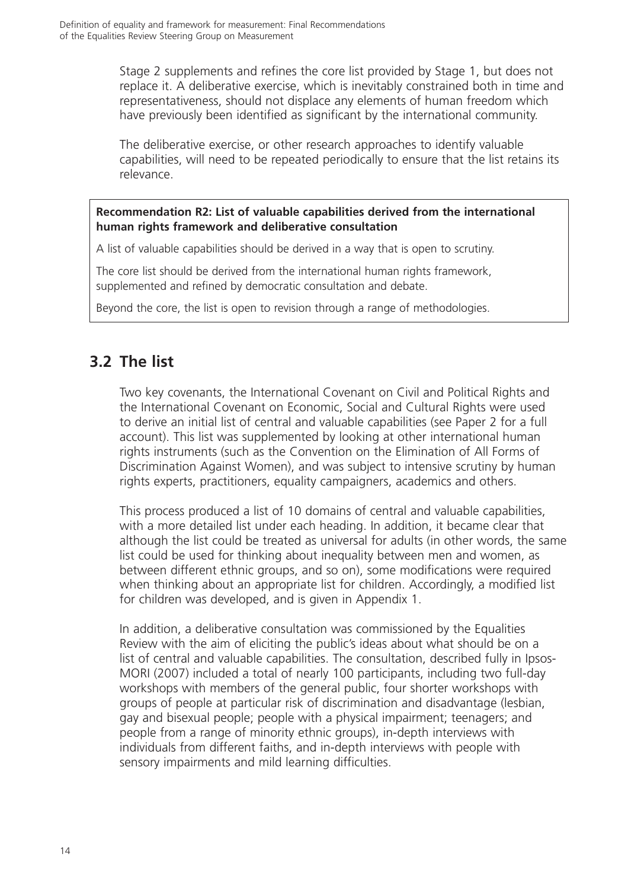Stage 2 supplements and refines the core list provided by Stage 1, but does not replace it. A deliberative exercise, which is inevitably constrained both in time and representativeness, should not displace any elements of human freedom which have previously been identified as significant by the international community.

The deliberative exercise, or other research approaches to identify valuable capabilities, will need to be repeated periodically to ensure that the list retains its relevance.

> **Recommendation R2: List of valuable capabilities derived from the international human rights framework and deliberative consultation**
>
> A list of valuable capabilities should be derived in a way that is open to scrutiny.
>
> The core list should be derived from the international human rights framework, supplemented and refined by democratic consultation and debate.
>
> Beyond the core, the list is open to revision through a range of methodologies.

## 3.2 The list

Two key covenants, the International Covenant on Civil and Political Rights and the International Covenant on Economic, Social and Cultural Rights were used to derive an initial list of central and valuable capabilities (see Paper 2 for a full account). This list was supplemented by looking at other international human rights instruments (such as the Convention on the Elimination of All Forms of Discrimination Against Women), and was subject to intensive scrutiny by human rights experts, practitioners, equality campaigners, academics and others.

This process produced a list of 10 domains of central and valuable capabilities, with a more detailed list under each heading. In addition, it became clear that although the list could be treated as universal for adults (in other words, the same list could be used for thinking about inequality between men and women, as between different ethnic groups, and so on), some modifications were required when thinking about an appropriate list for children. Accordingly, a modified list for children was developed, and is given in Appendix 1.

In addition, a deliberative consultation was commissioned by the Equalities Review with the aim of eliciting the public's ideas about what should be on a list of central and valuable capabilities. The consultation, described fully in Ipsos-MORI (2007) included a total of nearly 100 participants, including two full-day workshops with members of the general public, four shorter workshops with groups of people at particular risk of discrimination and disadvantage (lesbian, gay and bisexual people; people with a physical impairment; teenagers; and people from a range of minority ethnic groups), in-depth interviews with individuals from different faiths, and in-depth interviews with people with sensory impairments and mild learning difficulties.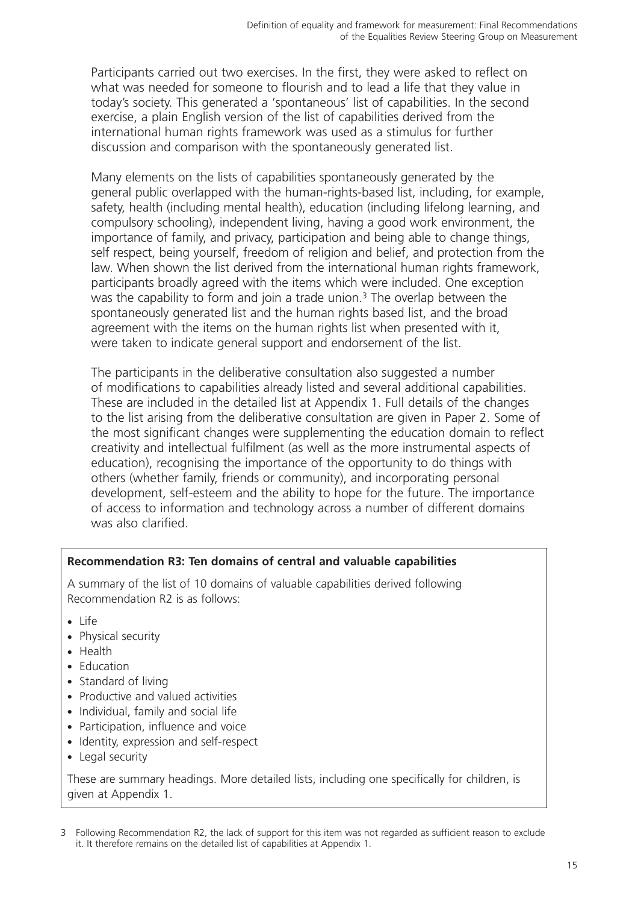Participants carried out two exercises. In the first, they were asked to reflect on what was needed for someone to flourish and to lead a life that they value in today's society. This generated a 'spontaneous' list of capabilities. In the second exercise, a plain English version of the list of capabilities derived from the international human rights framework was used as a stimulus for further discussion and comparison with the spontaneously generated list.

Many elements on the lists of capabilities spontaneously generated by the general public overlapped with the human-rights-based list, including, for example, safety, health (including mental health), education (including lifelong learning, and compulsory schooling), independent living, having a good work environment, the importance of family, and privacy, participation and being able to change things, self respect, being yourself, freedom of religion and belief, and protection from the law. When shown the list derived from the international human rights framework, participants broadly agreed with the items which were included. One exception was the capability to form and join a trade union.[3] The overlap between the spontaneously generated list and the human rights based list, and the broad agreement with the items on the human rights list when presented with it, were taken to indicate general support and endorsement of the list.

The participants in the deliberative consultation also suggested a number of modifications to capabilities already listed and several additional capabilities. These are included in the detailed list at Appendix 1. Full details of the changes to the list arising from the deliberative consultation are given in Paper 2. Some of the most significant changes were supplementing the education domain to reflect creativity and intellectual fulfilment (as well as the more instrumental aspects of education), recognising the importance of the opportunity to do things with others (whether family, friends or community), and incorporating personal development, self-esteem and the ability to hope for the future. The importance of access to information and technology across a number of different domains was also clarified.

**Recommendation R3: Ten domains of central and valuable capabilities**

A summary of the list of 10 domains of valuable capabilities derived following Recommendation R2 is as follows:

- Life
- Physical security
- Health
- Education
- Standard of living
- Productive and valued activities
- Individual, family and social life
- Participation, influence and voice
- Identity, expression and self-respect
- Legal security

These are summary headings. More detailed lists, including one specifically for children, is given at Appendix 1.

3 Following Recommendation R2, the lack of support for this item was not regarded as sufficient reason to exclude it. It therefore remains on the detailed list of capabilities at Appendix 1.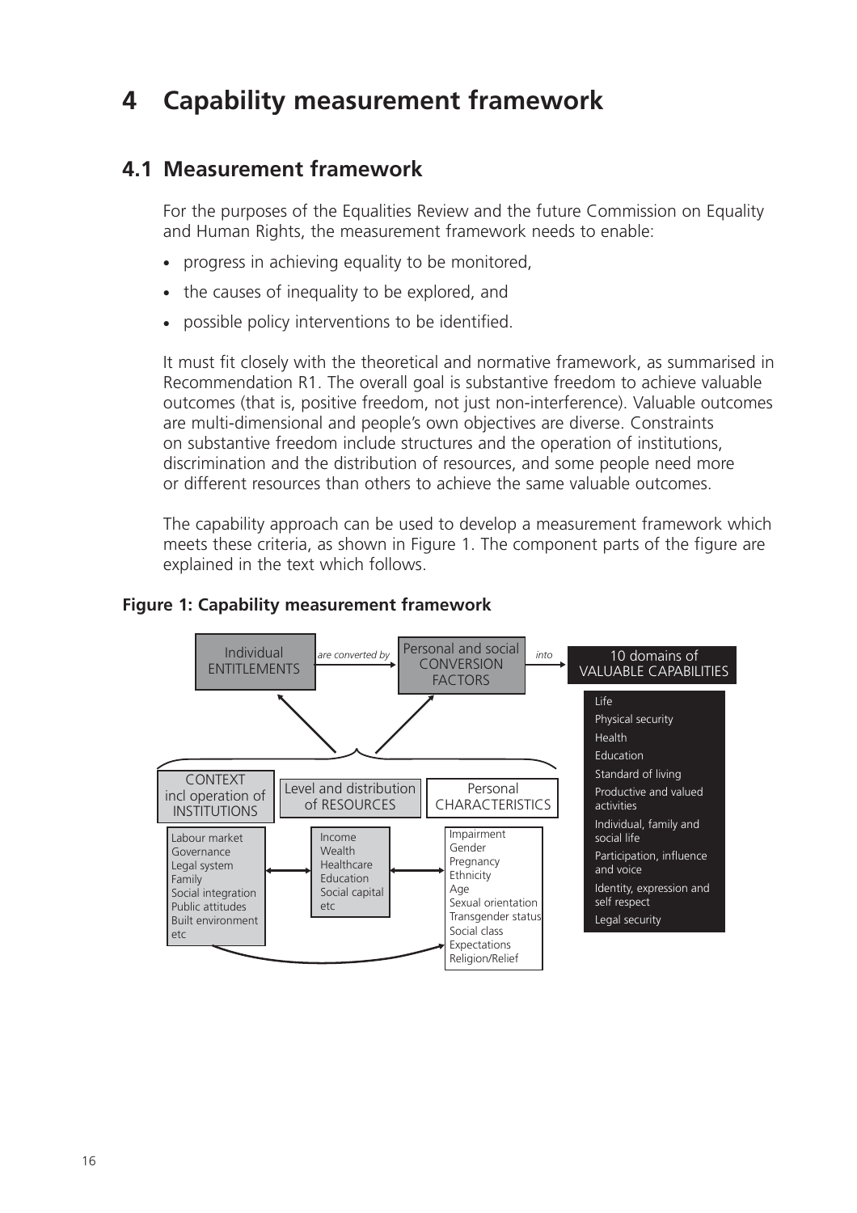# 4 Capability measurement framework

## 4.1 Measurement framework

For the purposes of the Equalities Review and the future Commission on Equality and Human Rights, the measurement framework needs to enable:

- progress in achieving equality to be monitored,
- the causes of inequality to be explored, and
- possible policy interventions to be identified.

It must fit closely with the theoretical and normative framework, as summarised in Recommendation R1. The overall goal is substantive freedom to achieve valuable outcomes (that is, positive freedom, not just non-interference). Valuable outcomes are multi-dimensional and people's own objectives are diverse. Constraints on substantive freedom include structures and the operation of institutions, discrimination and the distribution of resources, and some people need more or different resources than others to achieve the same valuable outcomes.

The capability approach can be used to develop a measurement framework which meets these criteria, as shown in Figure 1. The component parts of the figure are explained in the text which follows.

**Figure 1: Capability measurement framework**

Individual ENTITLEMENTS *are converted by* Personal and social CONVERSION FACTORS *into* 10 domains of VALUABLE CAPABILITIES

10 domains of VALUABLE CAPABILITIES:
- Life
- Physical security
- Health
- Education
- Standard of living
- Productive and valued activities
- Individual, family and social life
- Participation, influence and voice
- Identity, expression and self respect
- Legal security

CONTEXT incl operation of INSTITUTIONS:
- Labour market
- Governance
- Legal system
- Family
- Social integration
- Public attitudes
- Built environment
- etc

Level and distribution of RESOURCES:
- Income
- Wealth
- Healthcare
- Education
- Social capital
- etc

Personal CHARACTERISTICS:
- Impairment
- Gender
- Pregnancy
- Ethnicity
- Age
- Sexual orientation
- Transgender status
- Social class
- Expectations
- Religion/Relief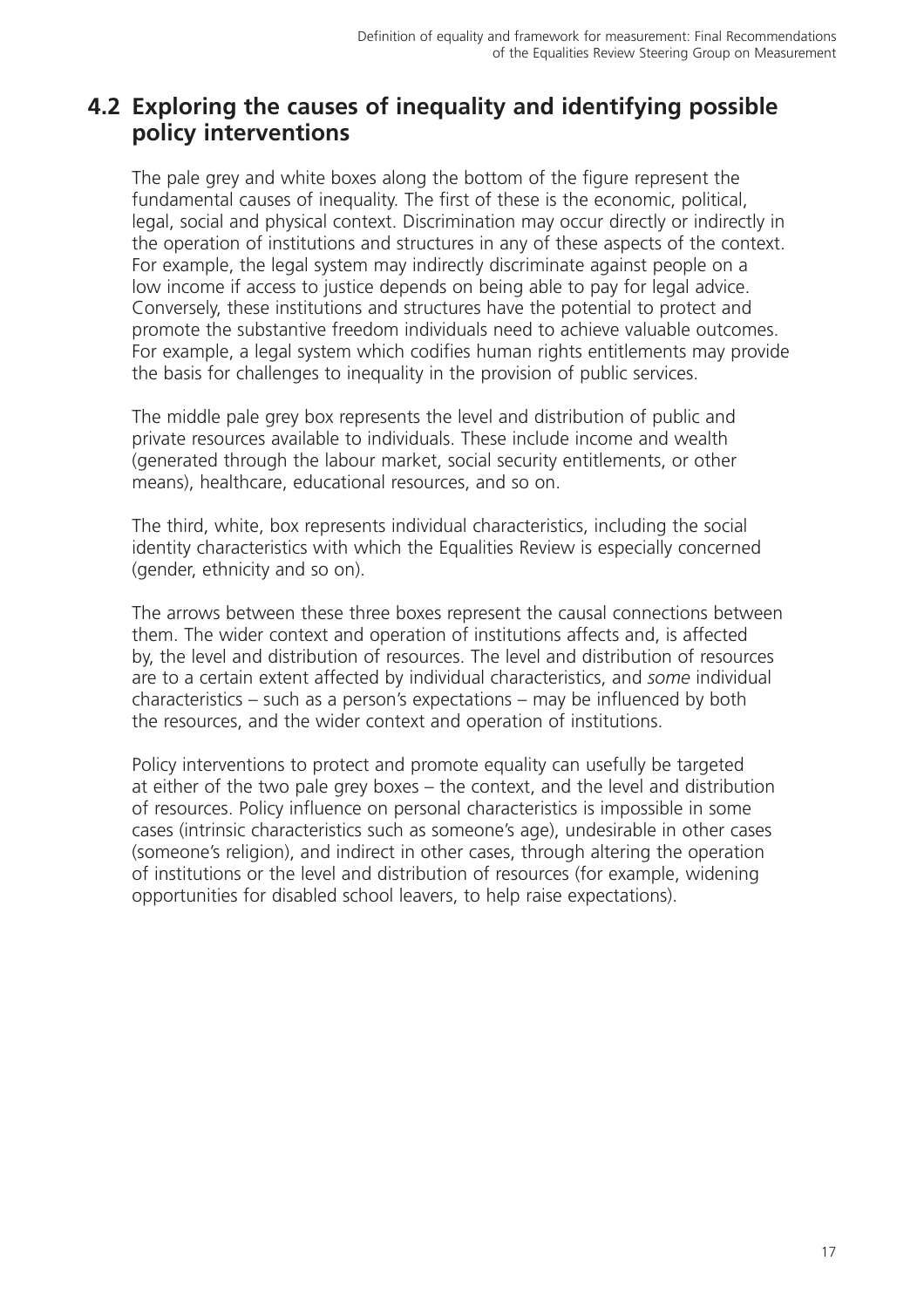## 4.2 Exploring the causes of inequality and identifying possible policy interventions

The pale grey and white boxes along the bottom of the figure represent the fundamental causes of inequality. The first of these is the economic, political, legal, social and physical context. Discrimination may occur directly or indirectly in the operation of institutions and structures in any of these aspects of the context. For example, the legal system may indirectly discriminate against people on a low income if access to justice depends on being able to pay for legal advice. Conversely, these institutions and structures have the potential to protect and promote the substantive freedom individuals need to achieve valuable outcomes. For example, a legal system which codifies human rights entitlements may provide the basis for challenges to inequality in the provision of public services.

The middle pale grey box represents the level and distribution of public and private resources available to individuals. These include income and wealth (generated through the labour market, social security entitlements, or other means), healthcare, educational resources, and so on.

The third, white, box represents individual characteristics, including the social identity characteristics with which the Equalities Review is especially concerned (gender, ethnicity and so on).

The arrows between these three boxes represent the causal connections between them. The wider context and operation of institutions affects and, is affected by, the level and distribution of resources. The level and distribution of resources are to a certain extent affected by individual characteristics, and *some* individual characteristics – such as a person's expectations – may be influenced by both the resources, and the wider context and operation of institutions.

Policy interventions to protect and promote equality can usefully be targeted at either of the two pale grey boxes – the context, and the level and distribution of resources. Policy influence on personal characteristics is impossible in some cases (intrinsic characteristics such as someone's age), undesirable in other cases (someone's religion), and indirect in other cases, through altering the operation of institutions or the level and distribution of resources (for example, widening opportunities for disabled school leavers, to help raise expectations).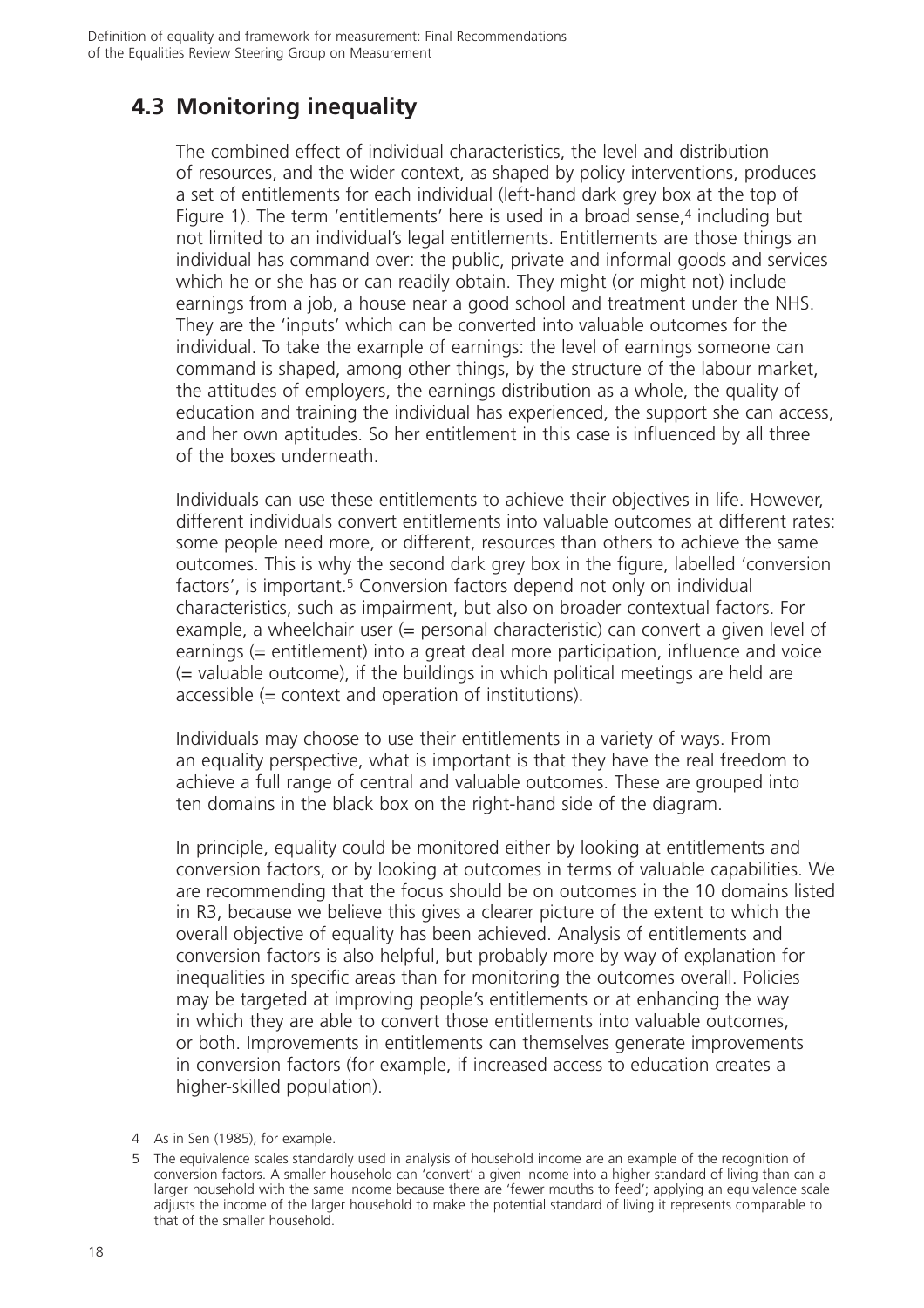## 4.3 Monitoring inequality

The combined effect of individual characteristics, the level and distribution of resources, and the wider context, as shaped by policy interventions, produces a set of entitlements for each individual (left-hand dark grey box at the top of Figure 1). The term 'entitlements' here is used in a broad sense,[4] including but not limited to an individual's legal entitlements. Entitlements are those things an individual has command over: the public, private and informal goods and services which he or she has or can readily obtain. They might (or might not) include earnings from a job, a house near a good school and treatment under the NHS. They are the 'inputs' which can be converted into valuable outcomes for the individual. To take the example of earnings: the level of earnings someone can command is shaped, among other things, by the structure of the labour market, the attitudes of employers, the earnings distribution as a whole, the quality of education and training the individual has experienced, the support she can access, and her own aptitudes. So her entitlement in this case is influenced by all three of the boxes underneath.

Individuals can use these entitlements to achieve their objectives in life. However, different individuals convert entitlements into valuable outcomes at different rates: some people need more, or different, resources than others to achieve the same outcomes. This is why the second dark grey box in the figure, labelled 'conversion factors', is important.[5] Conversion factors depend not only on individual characteristics, such as impairment, but also on broader contextual factors. For example, a wheelchair user (= personal characteristic) can convert a given level of earnings (= entitlement) into a great deal more participation, influence and voice (= valuable outcome), if the buildings in which political meetings are held are accessible (= context and operation of institutions).

Individuals may choose to use their entitlements in a variety of ways. From an equality perspective, what is important is that they have the real freedom to achieve a full range of central and valuable outcomes. These are grouped into ten domains in the black box on the right-hand side of the diagram.

In principle, equality could be monitored either by looking at entitlements and conversion factors, or by looking at outcomes in terms of valuable capabilities. We are recommending that the focus should be on outcomes in the 10 domains listed in R3, because we believe this gives a clearer picture of the extent to which the overall objective of equality has been achieved. Analysis of entitlements and conversion factors is also helpful, but probably more by way of explanation for inequalities in specific areas than for monitoring the outcomes overall. Policies may be targeted at improving people's entitlements or at enhancing the way in which they are able to convert those entitlements into valuable outcomes, or both. Improvements in entitlements can themselves generate improvements in conversion factors (for example, if increased access to education creates a higher-skilled population).

4 As in Sen (1985), for example.

5 The equivalence scales standardly used in analysis of household income are an example of the recognition of conversion factors. A smaller household can 'convert' a given income into a higher standard of living than can a larger household with the same income because there are 'fewer mouths to feed'; applying an equivalence scale adjusts the income of the larger household to make the potential standard of living it represents comparable to that of the smaller household.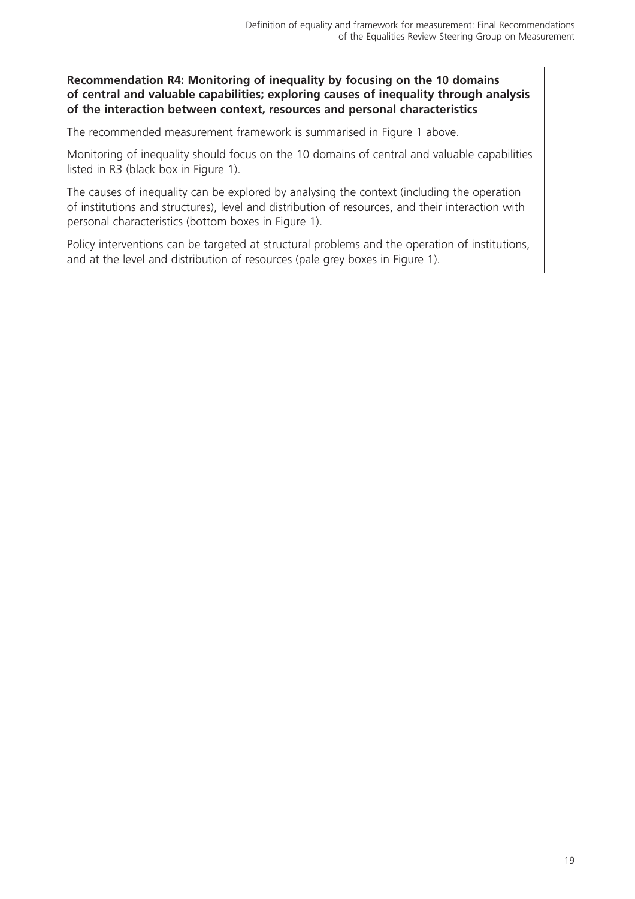**Recommendation R4: Monitoring of inequality by focusing on the 10 domains of central and valuable capabilities; exploring causes of inequality through analysis of the interaction between context, resources and personal characteristics**

The recommended measurement framework is summarised in Figure 1 above.

Monitoring of inequality should focus on the 10 domains of central and valuable capabilities listed in R3 (black box in Figure 1).

The causes of inequality can be explored by analysing the context (including the operation of institutions and structures), level and distribution of resources, and their interaction with personal characteristics (bottom boxes in Figure 1).

Policy interventions can be targeted at structural problems and the operation of institutions, and at the level and distribution of resources (pale grey boxes in Figure 1).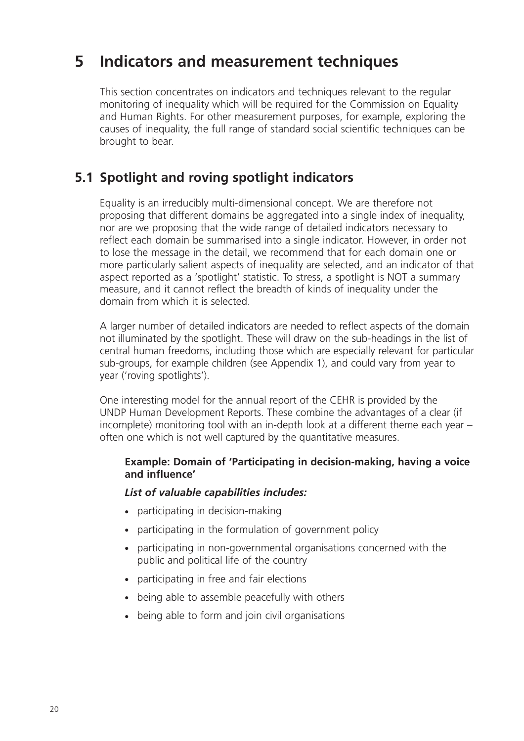# 5 Indicators and measurement techniques

This section concentrates on indicators and techniques relevant to the regular monitoring of inequality which will be required for the Commission on Equality and Human Rights. For other measurement purposes, for example, exploring the causes of inequality, the full range of standard social scientific techniques can be brought to bear.

## 5.1 Spotlight and roving spotlight indicators

Equality is an irreducibly multi-dimensional concept. We are therefore not proposing that different domains be aggregated into a single index of inequality, nor are we proposing that the wide range of detailed indicators necessary to reflect each domain be summarised into a single indicator. However, in order not to lose the message in the detail, we recommend that for each domain one or more particularly salient aspects of inequality are selected, and an indicator of that aspect reported as a 'spotlight' statistic. To stress, a spotlight is NOT a summary measure, and it cannot reflect the breadth of kinds of inequality under the domain from which it is selected.

A larger number of detailed indicators are needed to reflect aspects of the domain not illuminated by the spotlight. These will draw on the sub-headings in the list of central human freedoms, including those which are especially relevant for particular sub-groups, for example children (see Appendix 1), and could vary from year to year ('roving spotlights').

One interesting model for the annual report of the CEHR is provided by the UNDP Human Development Reports. These combine the advantages of a clear (if incomplete) monitoring tool with an in-depth look at a different theme each year – often one which is not well captured by the quantitative measures.

**Example: Domain of 'Participating in decision-making, having a voice and influence'**

***List of valuable capabilities includes:***

- participating in decision-making
- participating in the formulation of government policy
- participating in non-governmental organisations concerned with the public and political life of the country
- participating in free and fair elections
- being able to assemble peacefully with others
- being able to form and join civil organisations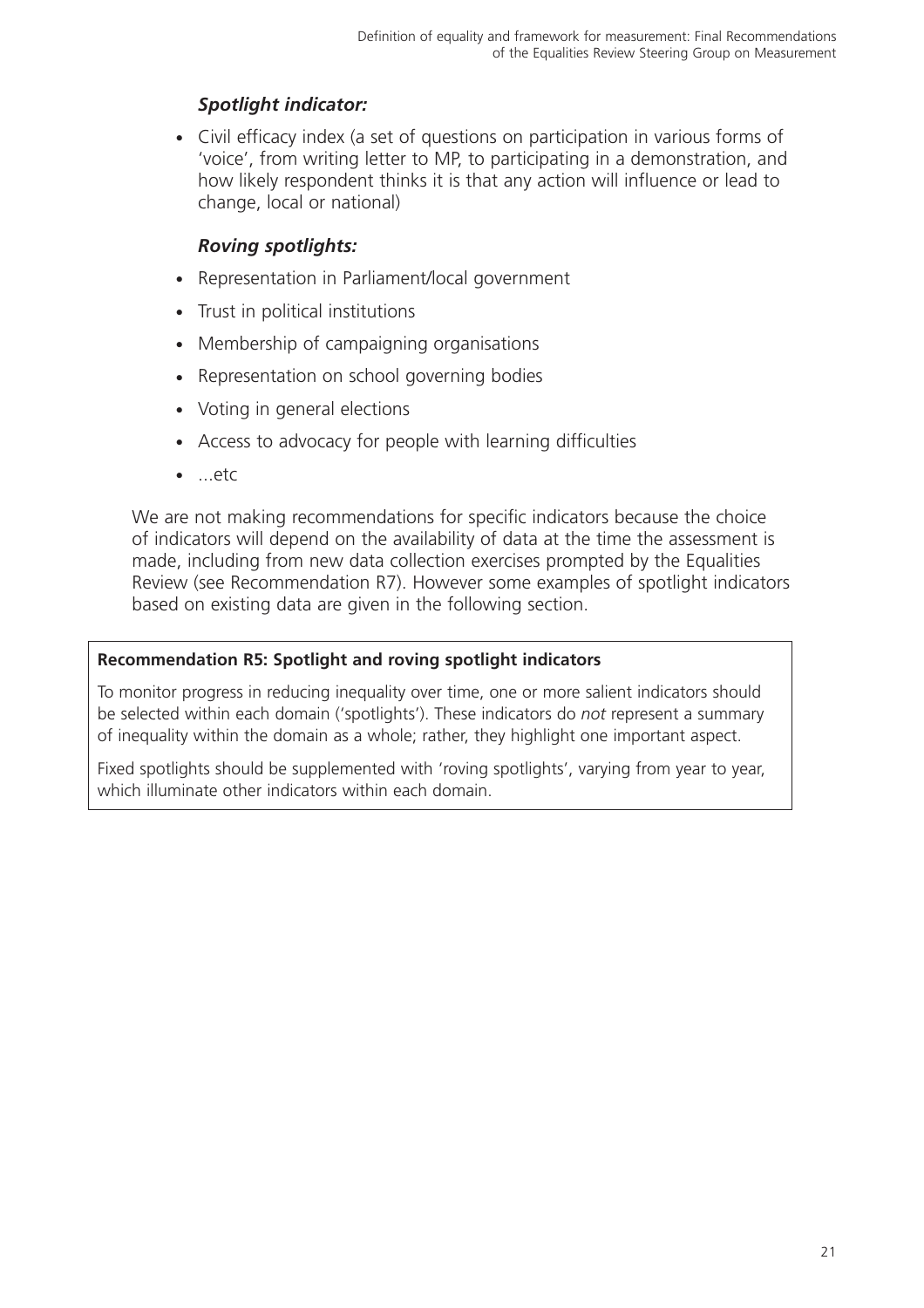### *Spotlight indicator:*

- Civil efficacy index (a set of questions on participation in various forms of 'voice', from writing letter to MP, to participating in a demonstration, and how likely respondent thinks it is that any action will influence or lead to change, local or national)

### *Roving spotlights:*

- Representation in Parliament/local government
- Trust in political institutions
- Membership of campaigning organisations
- Representation on school governing bodies
- Voting in general elections
- Access to advocacy for people with learning difficulties
- ...etc

We are not making recommendations for specific indicators because the choice of indicators will depend on the availability of data at the time the assessment is made, including from new data collection exercises prompted by the Equalities Review (see Recommendation R7). However some examples of spotlight indicators based on existing data are given in the following section.

**Recommendation R5: Spotlight and roving spotlight indicators**

To monitor progress in reducing inequality over time, one or more salient indicators should be selected within each domain ('spotlights'). These indicators do *not* represent a summary of inequality within the domain as a whole; rather, they highlight one important aspect.

Fixed spotlights should be supplemented with 'roving spotlights', varying from year to year, which illuminate other indicators within each domain.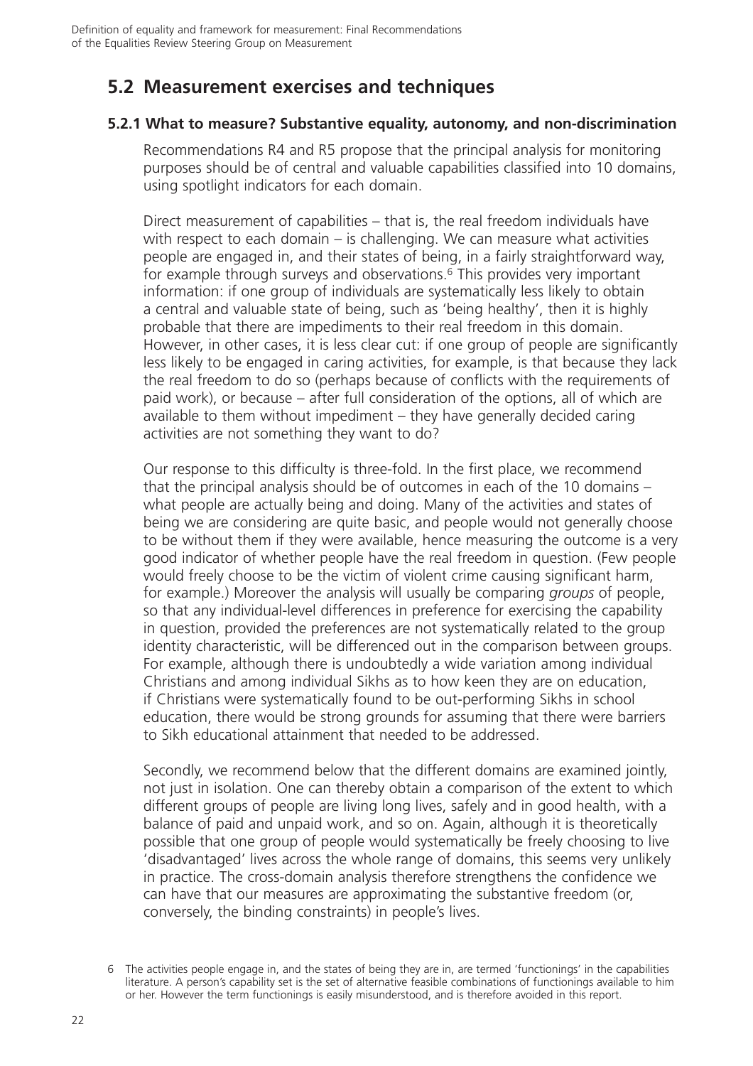## 5.2 Measurement exercises and techniques

### 5.2.1 What to measure? Substantive equality, autonomy, and non-discrimination

Recommendations R4 and R5 propose that the principal analysis for monitoring purposes should be of central and valuable capabilities classified into 10 domains, using spotlight indicators for each domain.

Direct measurement of capabilities – that is, the real freedom individuals have with respect to each domain – is challenging. We can measure what activities people are engaged in, and their states of being, in a fairly straightforward way, for example through surveys and observations.[6] This provides very important information: if one group of individuals are systematically less likely to obtain a central and valuable state of being, such as 'being healthy', then it is highly probable that there are impediments to their real freedom in this domain. However, in other cases, it is less clear cut: if one group of people are significantly less likely to be engaged in caring activities, for example, is that because they lack the real freedom to do so (perhaps because of conflicts with the requirements of paid work), or because – after full consideration of the options, all of which are available to them without impediment – they have generally decided caring activities are not something they want to do?

Our response to this difficulty is three-fold. In the first place, we recommend that the principal analysis should be of outcomes in each of the 10 domains – what people are actually being and doing. Many of the activities and states of being we are considering are quite basic, and people would not generally choose to be without them if they were available, hence measuring the outcome is a very good indicator of whether people have the real freedom in question. (Few people would freely choose to be the victim of violent crime causing significant harm, for example.) Moreover the analysis will usually be comparing *groups* of people, so that any individual-level differences in preference for exercising the capability in question, provided the preferences are not systematically related to the group identity characteristic, will be differenced out in the comparison between groups. For example, although there is undoubtedly a wide variation among individual Christians and among individual Sikhs as to how keen they are on education, if Christians were systematically found to be out-performing Sikhs in school education, there would be strong grounds for assuming that there were barriers to Sikh educational attainment that needed to be addressed.

Secondly, we recommend below that the different domains are examined jointly, not just in isolation. One can thereby obtain a comparison of the extent to which different groups of people are living long lives, safely and in good health, with a balance of paid and unpaid work, and so on. Again, although it is theoretically possible that one group of people would systematically be freely choosing to live 'disadvantaged' lives across the whole range of domains, this seems very unlikely in practice. The cross-domain analysis therefore strengthens the confidence we can have that our measures are approximating the substantive freedom (or, conversely, the binding constraints) in people's lives.

---

6 The activities people engage in, and the states of being they are in, are termed 'functionings' in the capabilities literature. A person's capability set is the set of alternative feasible combinations of functionings available to him or her. However the term functionings is easily misunderstood, and is therefore avoided in this report.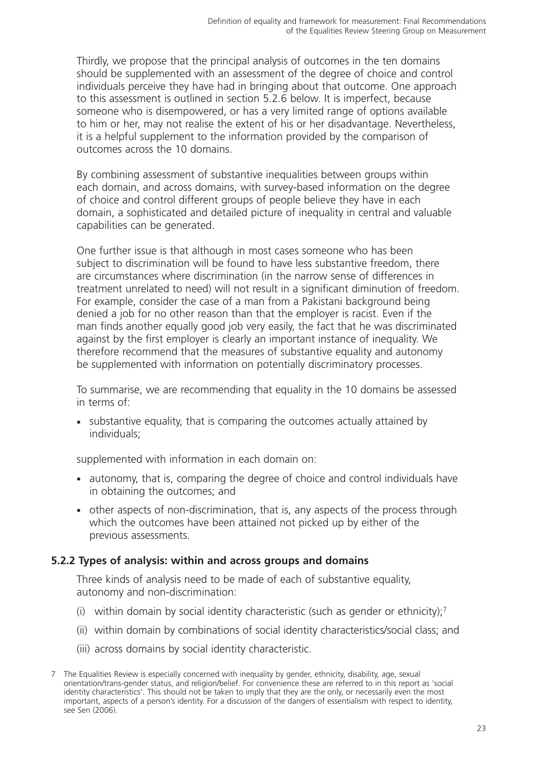Thirdly, we propose that the principal analysis of outcomes in the ten domains should be supplemented with an assessment of the degree of choice and control individuals perceive they have had in bringing about that outcome. One approach to this assessment is outlined in section 5.2.6 below. It is imperfect, because someone who is disempowered, or has a very limited range of options available to him or her, may not realise the extent of his or her disadvantage. Nevertheless, it is a helpful supplement to the information provided by the comparison of outcomes across the 10 domains.

By combining assessment of substantive inequalities between groups within each domain, and across domains, with survey-based information on the degree of choice and control different groups of people believe they have in each domain, a sophisticated and detailed picture of inequality in central and valuable capabilities can be generated.

One further issue is that although in most cases someone who has been subject to discrimination will be found to have less substantive freedom, there are circumstances where discrimination (in the narrow sense of differences in treatment unrelated to need) will not result in a significant diminution of freedom. For example, consider the case of a man from a Pakistani background being denied a job for no other reason than that the employer is racist. Even if the man finds another equally good job very easily, the fact that he was discriminated against by the first employer is clearly an important instance of inequality. We therefore recommend that the measures of substantive equality and autonomy be supplemented with information on potentially discriminatory processes.

To summarise, we are recommending that equality in the 10 domains be assessed in terms of:

- substantive equality, that is comparing the outcomes actually attained by individuals;

supplemented with information in each domain on:

- autonomy, that is, comparing the degree of choice and control individuals have in obtaining the outcomes; and
- other aspects of non-discrimination, that is, any aspects of the process through which the outcomes have been attained not picked up by either of the previous assessments.

### 5.2.2 Types of analysis: within and across groups and domains

Three kinds of analysis need to be made of each of substantive equality, autonomy and non-discrimination:

(i) within domain by social identity characteristic (such as gender or ethnicity);[7]

(ii) within domain by combinations of social identity characteristics/social class; and

(iii) across domains by social identity characteristic.

7 The Equalities Review is especially concerned with inequality by gender, ethnicity, disability, age, sexual orientation/trans-gender status, and religion/belief. For convenience these are referred to in this report as 'social identity characteristics'. This should not be taken to imply that they are the only, or necessarily even the most important, aspects of a person's identity. For a discussion of the dangers of essentialism with respect to identity, see Sen (2006).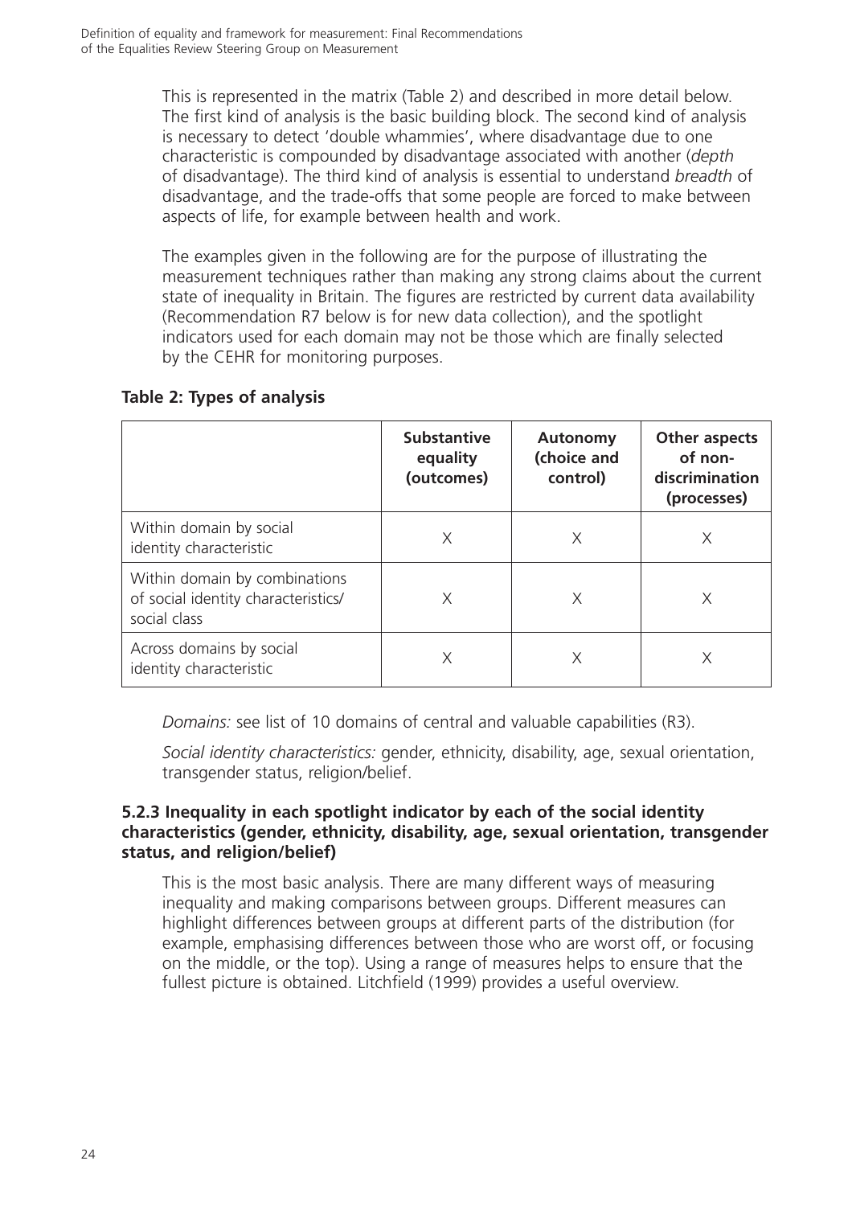This is represented in the matrix (Table 2) and described in more detail below. The first kind of analysis is the basic building block. The second kind of analysis is necessary to detect 'double whammies', where disadvantage due to one characteristic is compounded by disadvantage associated with another (*depth* of disadvantage). The third kind of analysis is essential to understand *breadth* of disadvantage, and the trade-offs that some people are forced to make between aspects of life, for example between health and work.

The examples given in the following are for the purpose of illustrating the measurement techniques rather than making any strong claims about the current state of inequality in Britain. The figures are restricted by current data availability (Recommendation R7 below is for new data collection), and the spotlight indicators used for each domain may not be those which are finally selected by the CEHR for monitoring purposes.

**Table 2: Types of analysis**

| | Substantive equality (outcomes) | Autonomy (choice and control) | Other aspects of non-discrimination (processes) |
|---|---|---|---|
| Within domain by social identity characteristic | X | X | X |
| Within domain by combinations of social identity characteristics/ social class | X | X | X |
| Across domains by social identity characteristic | X | X | X |

*Domains:* see list of 10 domains of central and valuable capabilities (R3).

*Social identity characteristics:* gender, ethnicity, disability, age, sexual orientation, transgender status, religion/belief.

### 5.2.3 Inequality in each spotlight indicator by each of the social identity characteristics (gender, ethnicity, disability, age, sexual orientation, transgender status, and religion/belief)

This is the most basic analysis. There are many different ways of measuring inequality and making comparisons between groups. Different measures can highlight differences between groups at different parts of the distribution (for example, emphasising differences between those who are worst off, or focusing on the middle, or the top). Using a range of measures helps to ensure that the fullest picture is obtained. Litchfield (1999) provides a useful overview.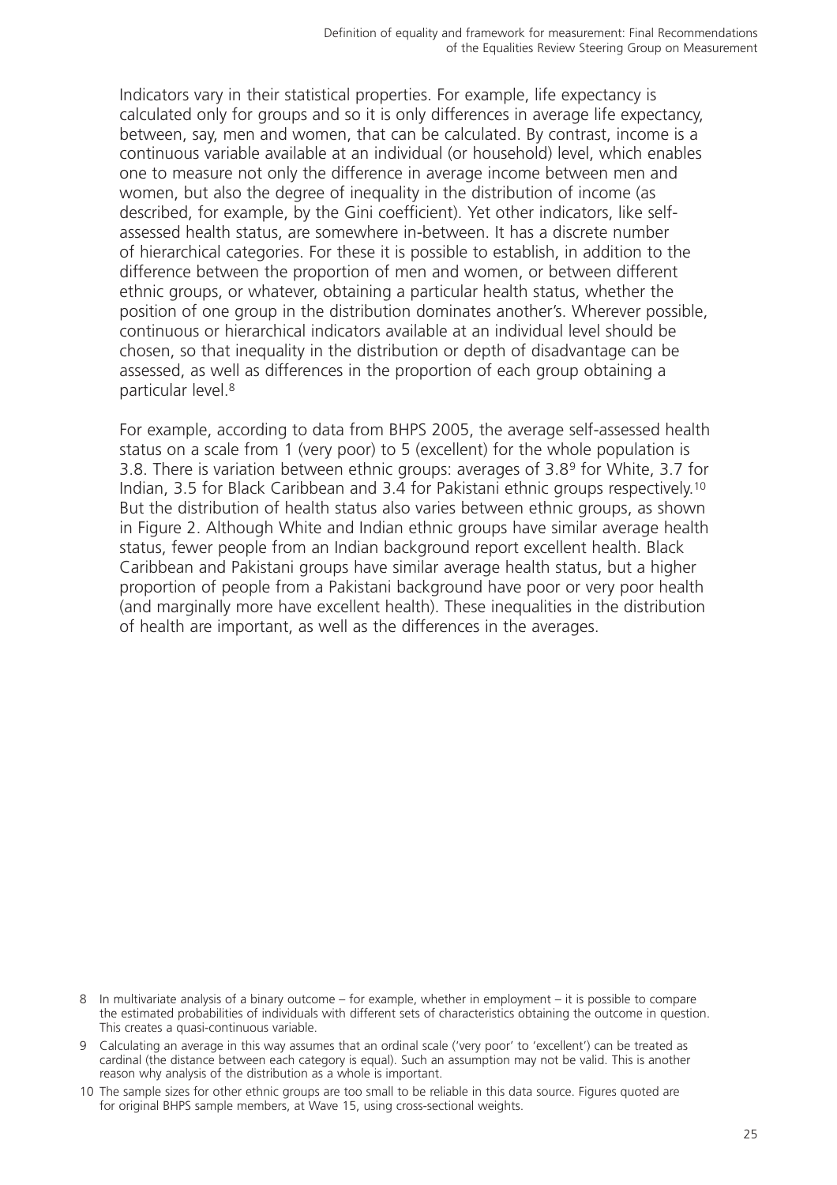Indicators vary in their statistical properties. For example, life expectancy is calculated only for groups and so it is only differences in average life expectancy, between, say, men and women, that can be calculated. By contrast, income is a continuous variable available at an individual (or household) level, which enables one to measure not only the difference in average income between men and women, but also the degree of inequality in the distribution of income (as described, for example, by the Gini coefficient). Yet other indicators, like self-assessed health status, are somewhere in-between. It has a discrete number of hierarchical categories. For these it is possible to establish, in addition to the difference between the proportion of men and women, or between different ethnic groups, or whatever, obtaining a particular health status, whether the position of one group in the distribution dominates another's. Wherever possible, continuous or hierarchical indicators available at an individual level should be chosen, so that inequality in the distribution or depth of disadvantage can be assessed, as well as differences in the proportion of each group obtaining a particular level.[8]

For example, according to data from BHPS 2005, the average self-assessed health status on a scale from 1 (very poor) to 5 (excellent) for the whole population is 3.8. There is variation between ethnic groups: averages of 3.8[9] for White, 3.7 for Indian, 3.5 for Black Caribbean and 3.4 for Pakistani ethnic groups respectively.[10] But the distribution of health status also varies between ethnic groups, as shown in Figure 2. Although White and Indian ethnic groups have similar average health status, fewer people from an Indian background report excellent health. Black Caribbean and Pakistani groups have similar average health status, but a higher proportion of people from a Pakistani background have poor or very poor health (and marginally more have excellent health). These inequalities in the distribution of health are important, as well as the differences in the averages.

---

8 In multivariate analysis of a binary outcome – for example, whether in employment – it is possible to compare the estimated probabilities of individuals with different sets of characteristics obtaining the outcome in question. This creates a quasi-continuous variable.

9 Calculating an average in this way assumes that an ordinal scale ('very poor' to 'excellent') can be treated as cardinal (the distance between each category is equal). Such an assumption may not be valid. This is another reason why analysis of the distribution as a whole is important.

10 The sample sizes for other ethnic groups are too small to be reliable in this data source. Figures quoted are for original BHPS sample members, at Wave 15, using cross-sectional weights.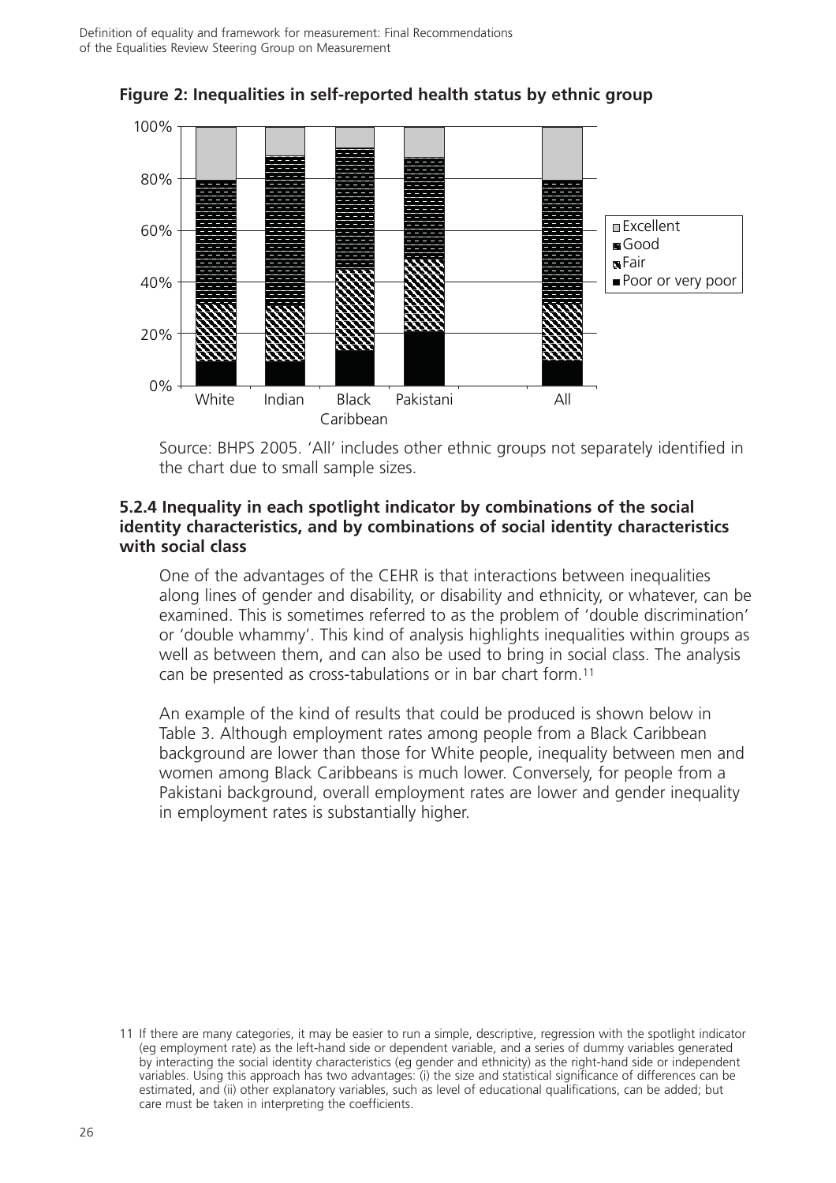**Figure 2: Inequalities in self-reported health status by ethnic group**

Source: BHPS 2005. 'All' includes other ethnic groups not separately identified in the chart due to small sample sizes.

### 5.2.4 Inequality in each spotlight indicator by combinations of the social identity characteristics, and by combinations of social identity characteristics with social class

One of the advantages of the CEHR is that interactions between inequalities along lines of gender and disability, or disability and ethnicity, or whatever, can be examined. This is sometimes referred to as the problem of 'double discrimination' or 'double whammy'. This kind of analysis highlights inequalities within groups as well as between them, and can also be used to bring in social class. The analysis can be presented as cross-tabulations or in bar chart form.[11]

An example of the kind of results that could be produced is shown below in Table 3. Although employment rates among people from a Black Caribbean background are lower than those for White people, inequality between men and women among Black Caribbeans is much lower. Conversely, for people from a Pakistani background, overall employment rates are lower and gender inequality in employment rates is substantially higher.

11 If there are many categories, it may be easier to run a simple, descriptive, regression with the spotlight indicator (eg employment rate) as the left-hand side or dependent variable, and a series of dummy variables generated by interacting the social identity characteristics (eg gender and ethnicity) as the right-hand side or independent variables. Using this approach has two advantages: (i) the size and statistical significance of differences can be estimated, and (ii) other explanatory variables, such as level of educational qualifications, can be added; but care must be taken in interpreting the coefficients.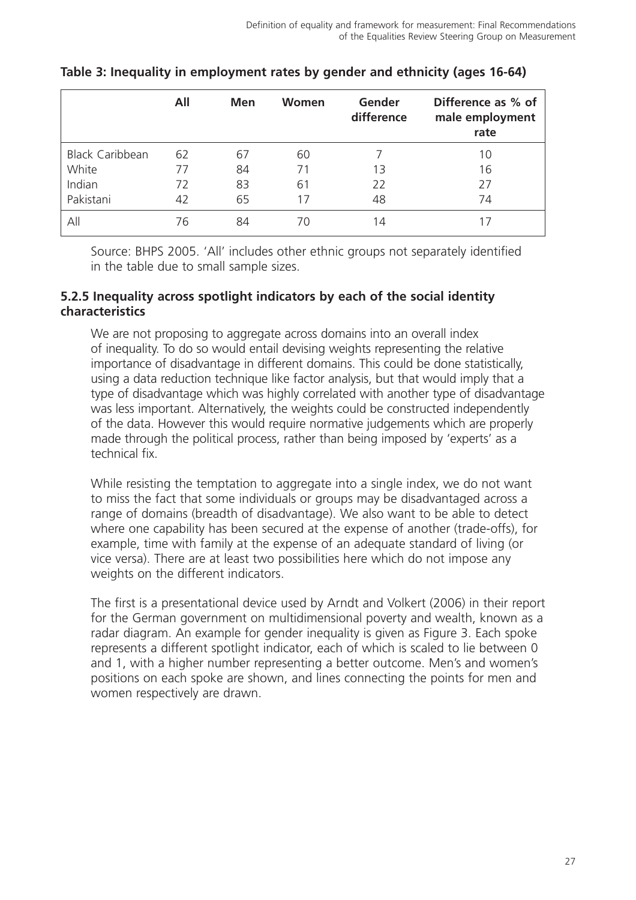**Table 3: Inequality in employment rates by gender and ethnicity (ages 16-64)**

| | All | Men | Women | Gender difference | Difference as % of male employment rate |
|---|---|---|---|---|---|
| Black Caribbean | 62 | 67 | 60 | 7 | 10 |
| White | 77 | 84 | 71 | 13 | 16 |
| Indian | 72 | 83 | 61 | 22 | 27 |
| Pakistani | 42 | 65 | 17 | 48 | 74 |
| All | 76 | 84 | 70 | 14 | 17 |

Source: BHPS 2005. 'All' includes other ethnic groups not separately identified in the table due to small sample sizes.

### 5.2.5 Inequality across spotlight indicators by each of the social identity characteristics

We are not proposing to aggregate across domains into an overall index of inequality. To do so would entail devising weights representing the relative importance of disadvantage in different domains. This could be done statistically, using a data reduction technique like factor analysis, but that would imply that a type of disadvantage which was highly correlated with another type of disadvantage was less important. Alternatively, the weights could be constructed independently of the data. However this would require normative judgements which are properly made through the political process, rather than being imposed by 'experts' as a technical fix.

While resisting the temptation to aggregate into a single index, we do not want to miss the fact that some individuals or groups may be disadvantaged across a range of domains (breadth of disadvantage). We also want to be able to detect where one capability has been secured at the expense of another (trade-offs), for example, time with family at the expense of an adequate standard of living (or vice versa). There are at least two possibilities here which do not impose any weights on the different indicators.

The first is a presentational device used by Arndt and Volkert (2006) in their report for the German government on multidimensional poverty and wealth, known as a radar diagram. An example for gender inequality is given as Figure 3. Each spoke represents a different spotlight indicator, each of which is scaled to lie between 0 and 1, with a higher number representing a better outcome. Men's and women's positions on each spoke are shown, and lines connecting the points for men and women respectively are drawn.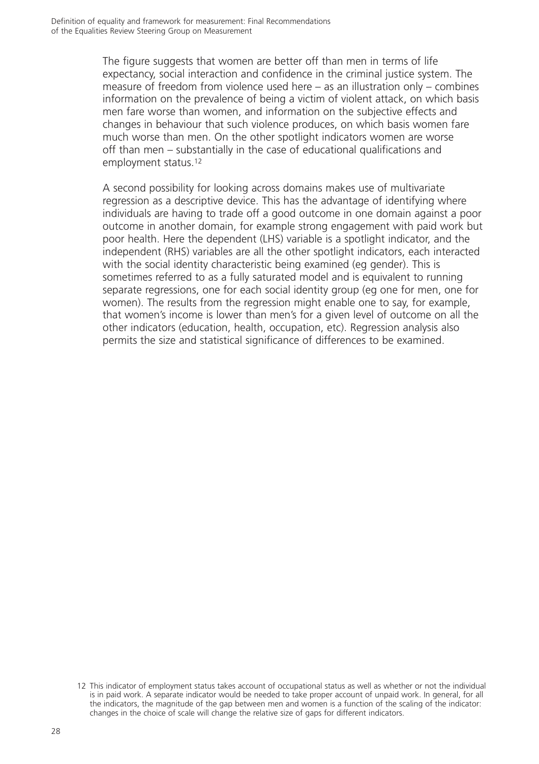The figure suggests that women are better off than men in terms of life expectancy, social interaction and confidence in the criminal justice system. The measure of freedom from violence used here – as an illustration only – combines information on the prevalence of being a victim of violent attack, on which basis men fare worse than women, and information on the subjective effects and changes in behaviour that such violence produces, on which basis women fare much worse than men. On the other spotlight indicators women are worse off than men – substantially in the case of educational qualifications and employment status.[12]

A second possibility for looking across domains makes use of multivariate regression as a descriptive device. This has the advantage of identifying where individuals are having to trade off a good outcome in one domain against a poor outcome in another domain, for example strong engagement with paid work but poor health. Here the dependent (LHS) variable is a spotlight indicator, and the independent (RHS) variables are all the other spotlight indicators, each interacted with the social identity characteristic being examined (eg gender). This is sometimes referred to as a fully saturated model and is equivalent to running separate regressions, one for each social identity group (eg one for men, one for women). The results from the regression might enable one to say, for example, that women's income is lower than men's for a given level of outcome on all the other indicators (education, health, occupation, etc). Regression analysis also permits the size and statistical significance of differences to be examined.

[12] This indicator of employment status takes account of occupational status as well as whether or not the individual is in paid work. A separate indicator would be needed to take proper account of unpaid work. In general, for all the indicators, the magnitude of the gap between men and women is a function of the scaling of the indicator: changes in the choice of scale will change the relative size of gaps for different indicators.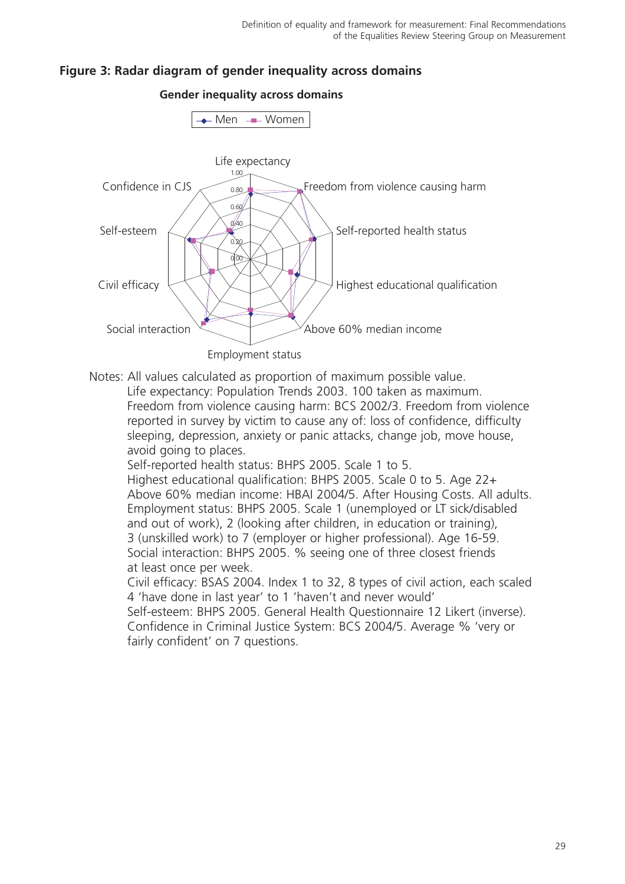**Figure 3: Radar diagram of gender inequality across domains**

Notes: All values calculated as proportion of maximum possible value.

Life expectancy: Population Trends 2003. 100 taken as maximum.

Freedom from violence causing harm: BCS 2002/3. Freedom from violence reported in survey by victim to cause any of: loss of confidence, difficulty sleeping, depression, anxiety or panic attacks, change job, move house, avoid going to places.

Self-reported health status: BHPS 2005. Scale 1 to 5.

Highest educational qualification: BHPS 2005. Scale 0 to 5. Age 22+

Above 60% median income: HBAI 2004/5. After Housing Costs. All adults.

Employment status: BHPS 2005. Scale 1 (unemployed or LT sick/disabled and out of work), 2 (looking after children, in education or training), 3 (unskilled work) to 7 (employer or higher professional). Age 16-59.

Social interaction: BHPS 2005. % seeing one of three closest friends at least once per week.

Civil efficacy: BSAS 2004. Index 1 to 32, 8 types of civil action, each scaled 4 'have done in last year' to 1 'haven't and never would'

Self-esteem: BHPS 2005. General Health Questionnaire 12 Likert (inverse).

Confidence in Criminal Justice System: BCS 2004/5. Average % 'very or fairly confident' on 7 questions.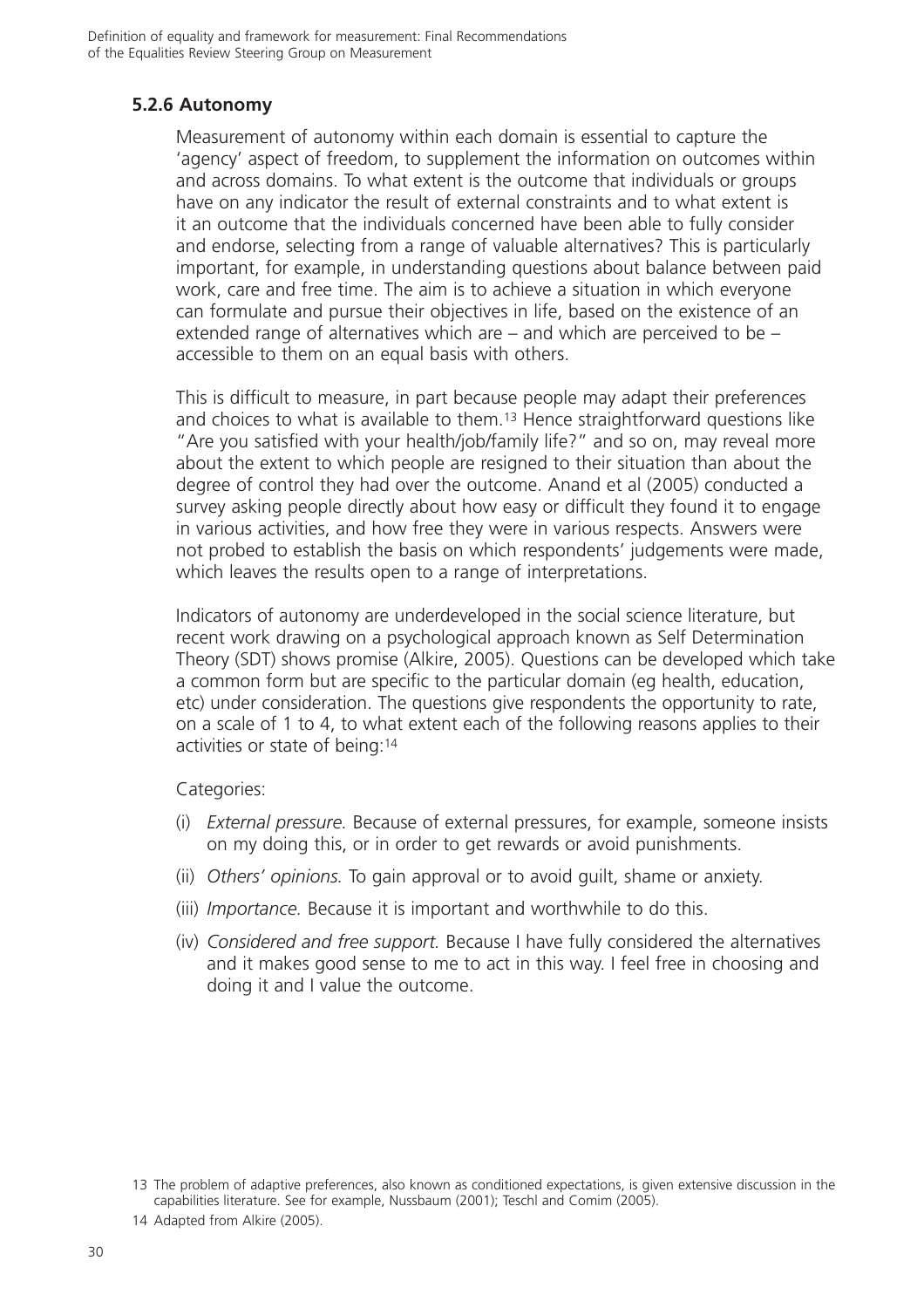### 5.2.6 Autonomy

Measurement of autonomy within each domain is essential to capture the 'agency' aspect of freedom, to supplement the information on outcomes within and across domains. To what extent is the outcome that individuals or groups have on any indicator the result of external constraints and to what extent is it an outcome that the individuals concerned have been able to fully consider and endorse, selecting from a range of valuable alternatives? This is particularly important, for example, in understanding questions about balance between paid work, care and free time. The aim is to achieve a situation in which everyone can formulate and pursue their objectives in life, based on the existence of an extended range of alternatives which are – and which are perceived to be – accessible to them on an equal basis with others.

This is difficult to measure, in part because people may adapt their preferences and choices to what is available to them.[13] Hence straightforward questions like "Are you satisfied with your health/job/family life?" and so on, may reveal more about the extent to which people are resigned to their situation than about the degree of control they had over the outcome. Anand et al (2005) conducted a survey asking people directly about how easy or difficult they found it to engage in various activities, and how free they were in various respects. Answers were not probed to establish the basis on which respondents' judgements were made, which leaves the results open to a range of interpretations.

Indicators of autonomy are underdeveloped in the social science literature, but recent work drawing on a psychological approach known as Self Determination Theory (SDT) shows promise (Alkire, 2005). Questions can be developed which take a common form but are specific to the particular domain (eg health, education, etc) under consideration. The questions give respondents the opportunity to rate, on a scale of 1 to 4, to what extent each of the following reasons applies to their activities or state of being:[14]

Categories:

(i) *External pressure.* Because of external pressures, for example, someone insists on my doing this, or in order to get rewards or avoid punishments.

(ii) *Others' opinions.* To gain approval or to avoid guilt, shame or anxiety.

(iii) *Importance.* Because it is important and worthwhile to do this.

(iv) *Considered and free support.* Because I have fully considered the alternatives and it makes good sense to me to act in this way. I feel free in choosing and doing it and I value the outcome.

13 The problem of adaptive preferences, also known as conditioned expectations, is given extensive discussion in the capabilities literature. See for example, Nussbaum (2001); Teschl and Comim (2005).

14 Adapted from Alkire (2005).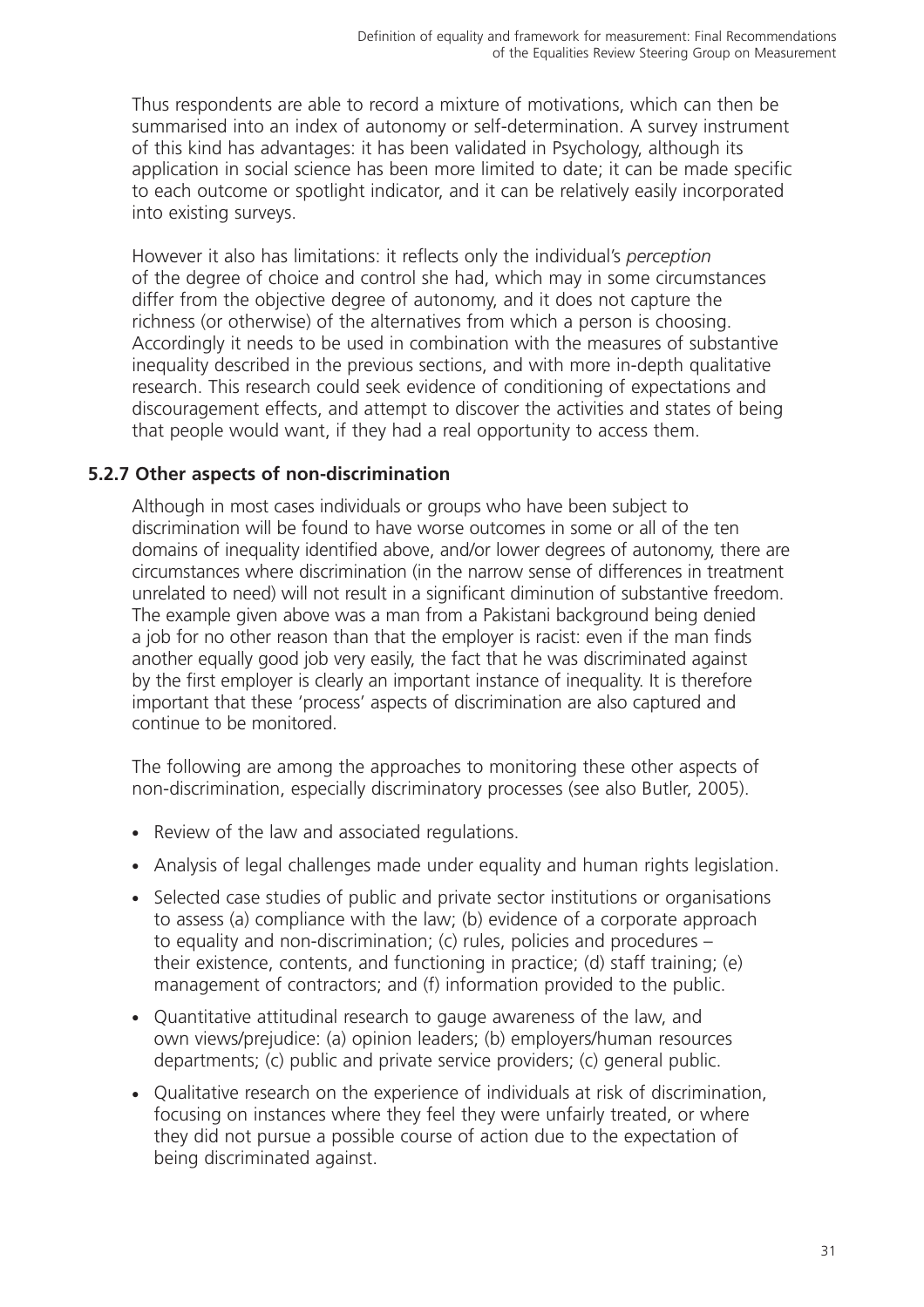Thus respondents are able to record a mixture of motivations, which can then be summarised into an index of autonomy or self-determination. A survey instrument of this kind has advantages: it has been validated in Psychology, although its application in social science has been more limited to date; it can be made specific to each outcome or spotlight indicator, and it can be relatively easily incorporated into existing surveys.

However it also has limitations: it reflects only the individual's *perception* of the degree of choice and control she had, which may in some circumstances differ from the objective degree of autonomy, and it does not capture the richness (or otherwise) of the alternatives from which a person is choosing. Accordingly it needs to be used in combination with the measures of substantive inequality described in the previous sections, and with more in-depth qualitative research. This research could seek evidence of conditioning of expectations and discouragement effects, and attempt to discover the activities and states of being that people would want, if they had a real opportunity to access them.

### 5.2.7 Other aspects of non-discrimination

Although in most cases individuals or groups who have been subject to discrimination will be found to have worse outcomes in some or all of the ten domains of inequality identified above, and/or lower degrees of autonomy, there are circumstances where discrimination (in the narrow sense of differences in treatment unrelated to need) will not result in a significant diminution of substantive freedom. The example given above was a man from a Pakistani background being denied a job for no other reason than that the employer is racist: even if the man finds another equally good job very easily, the fact that he was discriminated against by the first employer is clearly an important instance of inequality. It is therefore important that these 'process' aspects of discrimination are also captured and continue to be monitored.

The following are among the approaches to monitoring these other aspects of non-discrimination, especially discriminatory processes (see also Butler, 2005).

- Review of the law and associated regulations.
- Analysis of legal challenges made under equality and human rights legislation.
- Selected case studies of public and private sector institutions or organisations to assess (a) compliance with the law; (b) evidence of a corporate approach to equality and non-discrimination; (c) rules, policies and procedures – their existence, contents, and functioning in practice; (d) staff training; (e) management of contractors; and (f) information provided to the public.
- Quantitative attitudinal research to gauge awareness of the law, and own views/prejudice: (a) opinion leaders; (b) employers/human resources departments; (c) public and private service providers; (c) general public.
- Qualitative research on the experience of individuals at risk of discrimination, focusing on instances where they feel they were unfairly treated, or where they did not pursue a possible course of action due to the expectation of being discriminated against.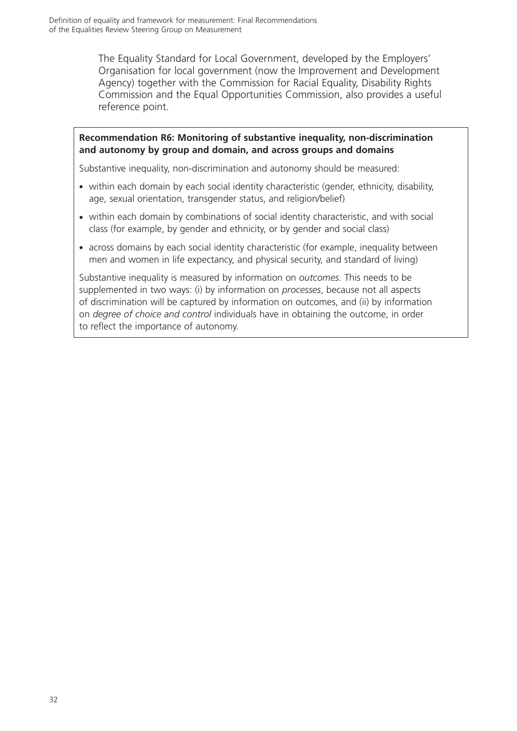The Equality Standard for Local Government, developed by the Employers' Organisation for local government (now the Improvement and Development Agency) together with the Commission for Racial Equality, Disability Rights Commission and the Equal Opportunities Commission, also provides a useful reference point.

**Recommendation R6: Monitoring of substantive inequality, non-discrimination and autonomy by group and domain, and across groups and domains**

Substantive inequality, non-discrimination and autonomy should be measured:

- within each domain by each social identity characteristic (gender, ethnicity, disability, age, sexual orientation, transgender status, and religion/belief)
- within each domain by combinations of social identity characteristic, and with social class (for example, by gender and ethnicity, or by gender and social class)
- across domains by each social identity characteristic (for example, inequality between men and women in life expectancy, and physical security, and standard of living)

Substantive inequality is measured by information on *outcomes*. This needs to be supplemented in two ways: (i) by information on *processes*, because not all aspects of discrimination will be captured by information on outcomes, and (ii) by information on *degree of choice and control* individuals have in obtaining the outcome, in order to reflect the importance of autonomy.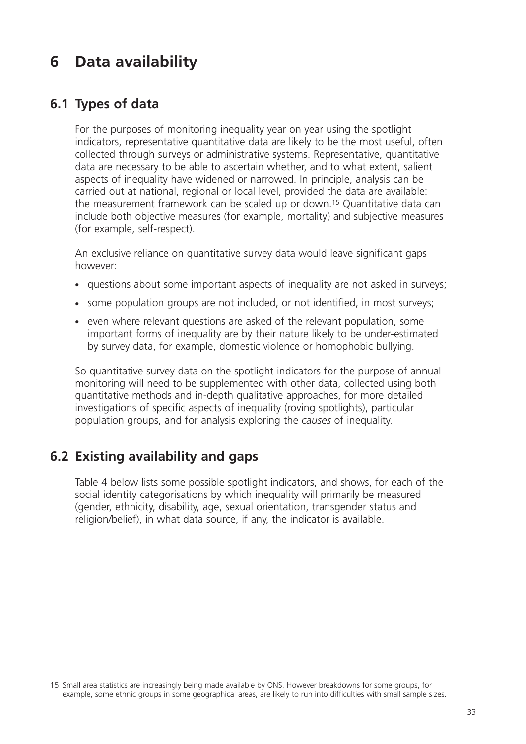# 6 Data availability

## 6.1 Types of data

For the purposes of monitoring inequality year on year using the spotlight indicators, representative quantitative data are likely to be the most useful, often collected through surveys or administrative systems. Representative, quantitative data are necessary to be able to ascertain whether, and to what extent, salient aspects of inequality have widened or narrowed. In principle, analysis can be carried out at national, regional or local level, provided the data are available: the measurement framework can be scaled up or down.[15] Quantitative data can include both objective measures (for example, mortality) and subjective measures (for example, self-respect).

An exclusive reliance on quantitative survey data would leave significant gaps however:

- questions about some important aspects of inequality are not asked in surveys;
- some population groups are not included, or not identified, in most surveys;
- even where relevant questions are asked of the relevant population, some important forms of inequality are by their nature likely to be under-estimated by survey data, for example, domestic violence or homophobic bullying.

So quantitative survey data on the spotlight indicators for the purpose of annual monitoring will need to be supplemented with other data, collected using both quantitative methods and in-depth qualitative approaches, for more detailed investigations of specific aspects of inequality (roving spotlights), particular population groups, and for analysis exploring the *causes* of inequality.

## 6.2 Existing availability and gaps

Table 4 below lists some possible spotlight indicators, and shows, for each of the social identity categorisations by which inequality will primarily be measured (gender, ethnicity, disability, age, sexual orientation, transgender status and religion/belief), in what data source, if any, the indicator is available.

15 Small area statistics are increasingly being made available by ONS. However breakdowns for some groups, for example, some ethnic groups in some geographical areas, are likely to run into difficulties with small sample sizes.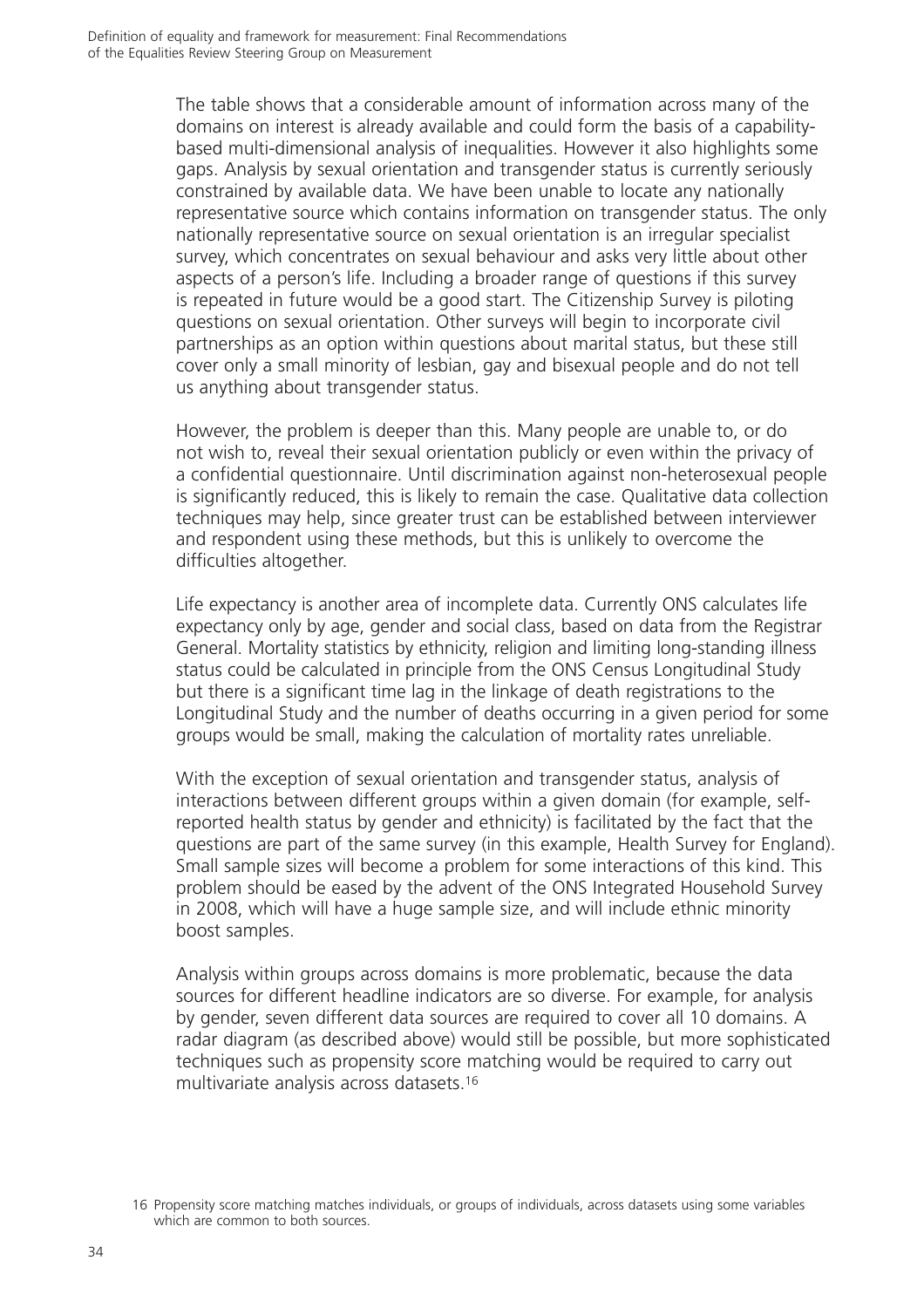The table shows that a considerable amount of information across many of the domains on interest is already available and could form the basis of a capability-based multi-dimensional analysis of inequalities. However it also highlights some gaps. Analysis by sexual orientation and transgender status is currently seriously constrained by available data. We have been unable to locate any nationally representative source which contains information on transgender status. The only nationally representative source on sexual orientation is an irregular specialist survey, which concentrates on sexual behaviour and asks very little about other aspects of a person's life. Including a broader range of questions if this survey is repeated in future would be a good start. The Citizenship Survey is piloting questions on sexual orientation. Other surveys will begin to incorporate civil partnerships as an option within questions about marital status, but these still cover only a small minority of lesbian, gay and bisexual people and do not tell us anything about transgender status.

However, the problem is deeper than this. Many people are unable to, or do not wish to, reveal their sexual orientation publicly or even within the privacy of a confidential questionnaire. Until discrimination against non-heterosexual people is significantly reduced, this is likely to remain the case. Qualitative data collection techniques may help, since greater trust can be established between interviewer and respondent using these methods, but this is unlikely to overcome the difficulties altogether.

Life expectancy is another area of incomplete data. Currently ONS calculates life expectancy only by age, gender and social class, based on data from the Registrar General. Mortality statistics by ethnicity, religion and limiting long-standing illness status could be calculated in principle from the ONS Census Longitudinal Study but there is a significant time lag in the linkage of death registrations to the Longitudinal Study and the number of deaths occurring in a given period for some groups would be small, making the calculation of mortality rates unreliable.

With the exception of sexual orientation and transgender status, analysis of interactions between different groups within a given domain (for example, self-reported health status by gender and ethnicity) is facilitated by the fact that the questions are part of the same survey (in this example, Health Survey for England). Small sample sizes will become a problem for some interactions of this kind. This problem should be eased by the advent of the ONS Integrated Household Survey in 2008, which will have a huge sample size, and will include ethnic minority boost samples.

Analysis within groups across domains is more problematic, because the data sources for different headline indicators are so diverse. For example, for analysis by gender, seven different data sources are required to cover all 10 domains. A radar diagram (as described above) would still be possible, but more sophisticated techniques such as propensity score matching would be required to carry out multivariate analysis across datasets.[16]

[16] Propensity score matching matches individuals, or groups of individuals, across datasets using some variables which are common to both sources.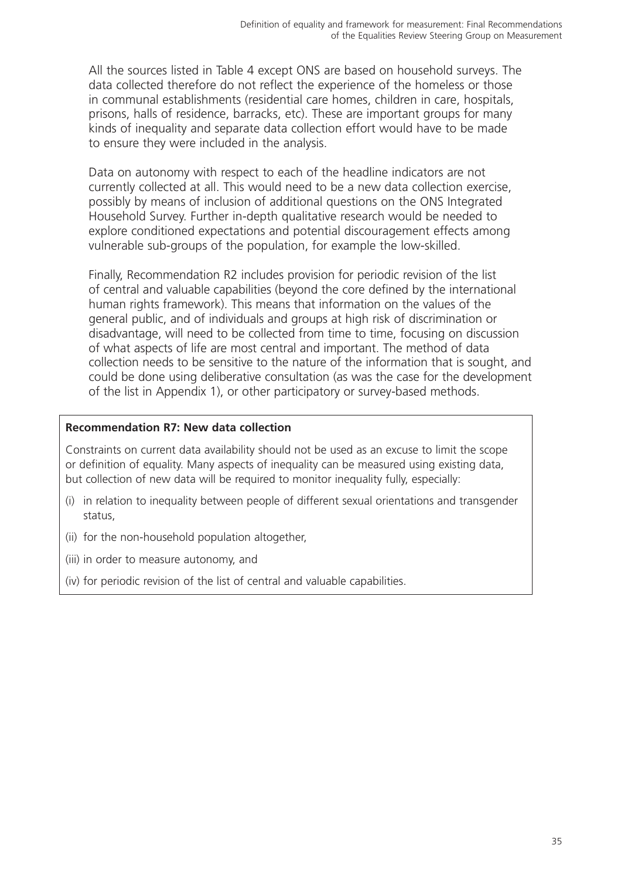All the sources listed in Table 4 except ONS are based on household surveys. The data collected therefore do not reflect the experience of the homeless or those in communal establishments (residential care homes, children in care, hospitals, prisons, halls of residence, barracks, etc). These are important groups for many kinds of inequality and separate data collection effort would have to be made to ensure they were included in the analysis.

Data on autonomy with respect to each of the headline indicators are not currently collected at all. This would need to be a new data collection exercise, possibly by means of inclusion of additional questions on the ONS Integrated Household Survey. Further in-depth qualitative research would be needed to explore conditioned expectations and potential discouragement effects among vulnerable sub-groups of the population, for example the low-skilled.

Finally, Recommendation R2 includes provision for periodic revision of the list of central and valuable capabilities (beyond the core defined by the international human rights framework). This means that information on the values of the general public, and of individuals and groups at high risk of discrimination or disadvantage, will need to be collected from time to time, focusing on discussion of what aspects of life are most central and important. The method of data collection needs to be sensitive to the nature of the information that is sought, and could be done using deliberative consultation (as was the case for the development of the list in Appendix 1), or other participatory or survey-based methods.

**Recommendation R7: New data collection**

Constraints on current data availability should not be used as an excuse to limit the scope or definition of equality. Many aspects of inequality can be measured using existing data, but collection of new data will be required to monitor inequality fully, especially:

(i) in relation to inequality between people of different sexual orientations and transgender status,

(ii) for the non-household population altogether,

(iii) in order to measure autonomy, and

(iv) for periodic revision of the list of central and valuable capabilities.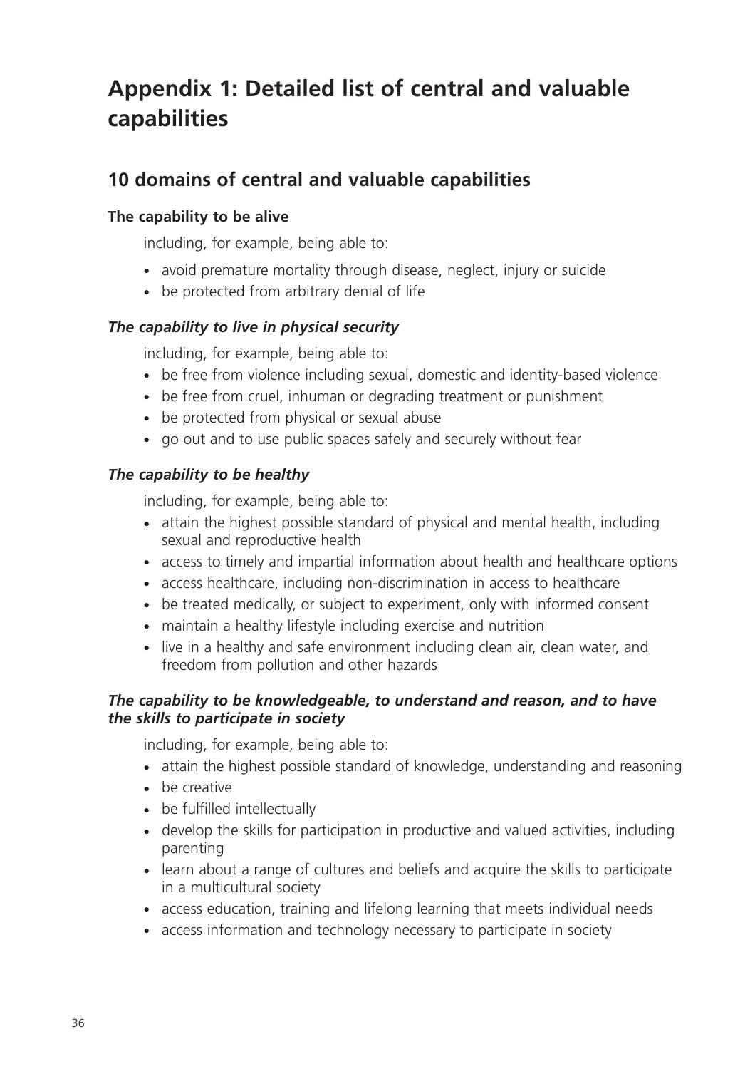# Appendix 1: Detailed list of central and valuable capabilities

## 10 domains of central and valuable capabilities

### The capability to be alive

including, for example, being able to:

- avoid premature mortality through disease, neglect, injury or suicide
- be protected from arbitrary denial of life

### *The capability to live in physical security*

including, for example, being able to:

- be free from violence including sexual, domestic and identity-based violence
- be free from cruel, inhuman or degrading treatment or punishment
- be protected from physical or sexual abuse
- go out and to use public spaces safely and securely without fear

### *The capability to be healthy*

including, for example, being able to:

- attain the highest possible standard of physical and mental health, including sexual and reproductive health
- access to timely and impartial information about health and healthcare options
- access healthcare, including non-discrimination in access to healthcare
- be treated medically, or subject to experiment, only with informed consent
- maintain a healthy lifestyle including exercise and nutrition
- live in a healthy and safe environment including clean air, clean water, and freedom from pollution and other hazards

### *The capability to be knowledgeable, to understand and reason, and to have the skills to participate in society*

including, for example, being able to:

- attain the highest possible standard of knowledge, understanding and reasoning
- be creative
- be fulfilled intellectually
- develop the skills for participation in productive and valued activities, including parenting
- learn about a range of cultures and beliefs and acquire the skills to participate in a multicultural society
- access education, training and lifelong learning that meets individual needs
- access information and technology necessary to participate in society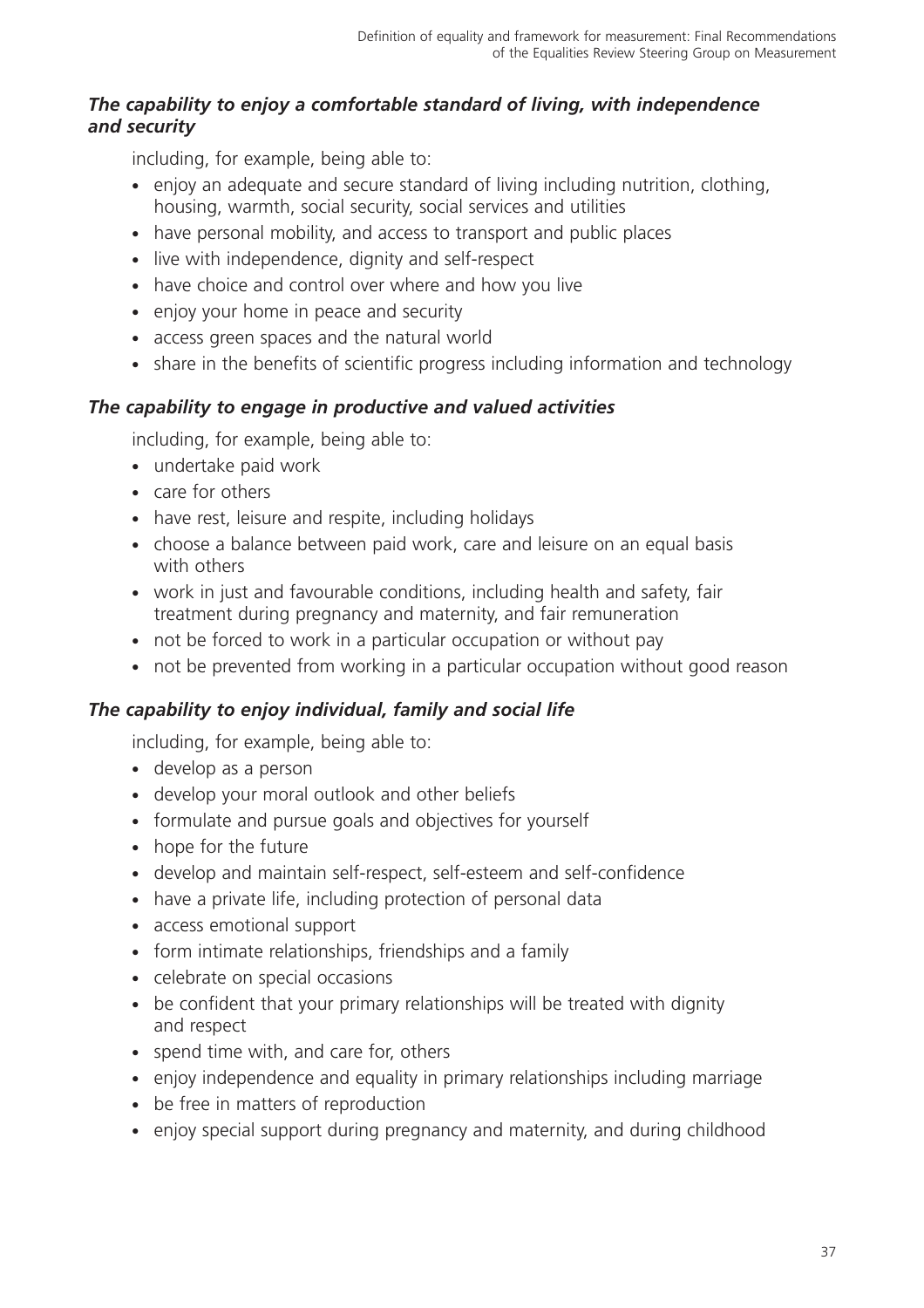***The capability to enjoy a comfortable standard of living, with independence and security***

including, for example, being able to:

- enjoy an adequate and secure standard of living including nutrition, clothing, housing, warmth, social security, social services and utilities
- have personal mobility, and access to transport and public places
- live with independence, dignity and self-respect
- have choice and control over where and how you live
- enjoy your home in peace and security
- access green spaces and the natural world
- share in the benefits of scientific progress including information and technology

***The capability to engage in productive and valued activities***

including, for example, being able to:

- undertake paid work
- care for others
- have rest, leisure and respite, including holidays
- choose a balance between paid work, care and leisure on an equal basis with others
- work in just and favourable conditions, including health and safety, fair treatment during pregnancy and maternity, and fair remuneration
- not be forced to work in a particular occupation or without pay
- not be prevented from working in a particular occupation without good reason

***The capability to enjoy individual, family and social life***

including, for example, being able to:

- develop as a person
- develop your moral outlook and other beliefs
- formulate and pursue goals and objectives for yourself
- hope for the future
- develop and maintain self-respect, self-esteem and self-confidence
- have a private life, including protection of personal data
- access emotional support
- form intimate relationships, friendships and a family
- celebrate on special occasions
- be confident that your primary relationships will be treated with dignity and respect
- spend time with, and care for, others
- enjoy independence and equality in primary relationships including marriage
- be free in matters of reproduction
- enjoy special support during pregnancy and maternity, and during childhood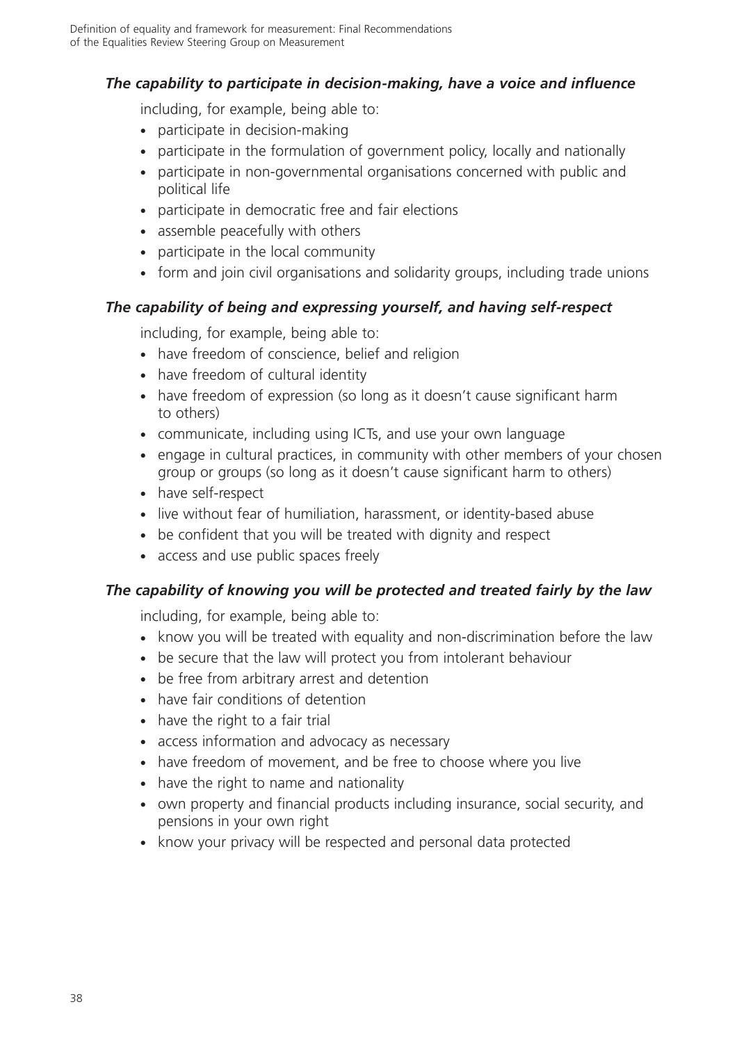### *The capability to participate in decision-making, have a voice and influence*

including, for example, being able to:

- participate in decision-making
- participate in the formulation of government policy, locally and nationally
- participate in non-governmental organisations concerned with public and political life
- participate in democratic free and fair elections
- assemble peacefully with others
- participate in the local community
- form and join civil organisations and solidarity groups, including trade unions

### *The capability of being and expressing yourself, and having self-respect*

including, for example, being able to:

- have freedom of conscience, belief and religion
- have freedom of cultural identity
- have freedom of expression (so long as it doesn't cause significant harm to others)
- communicate, including using ICTs, and use your own language
- engage in cultural practices, in community with other members of your chosen group or groups (so long as it doesn't cause significant harm to others)
- have self-respect
- live without fear of humiliation, harassment, or identity-based abuse
- be confident that you will be treated with dignity and respect
- access and use public spaces freely

### *The capability of knowing you will be protected and treated fairly by the law*

including, for example, being able to:

- know you will be treated with equality and non-discrimination before the law
- be secure that the law will protect you from intolerant behaviour
- be free from arbitrary arrest and detention
- have fair conditions of detention
- have the right to a fair trial
- access information and advocacy as necessary
- have freedom of movement, and be free to choose where you live
- have the right to name and nationality
- own property and financial products including insurance, social security, and pensions in your own right
- know your privacy will be respected and personal data protected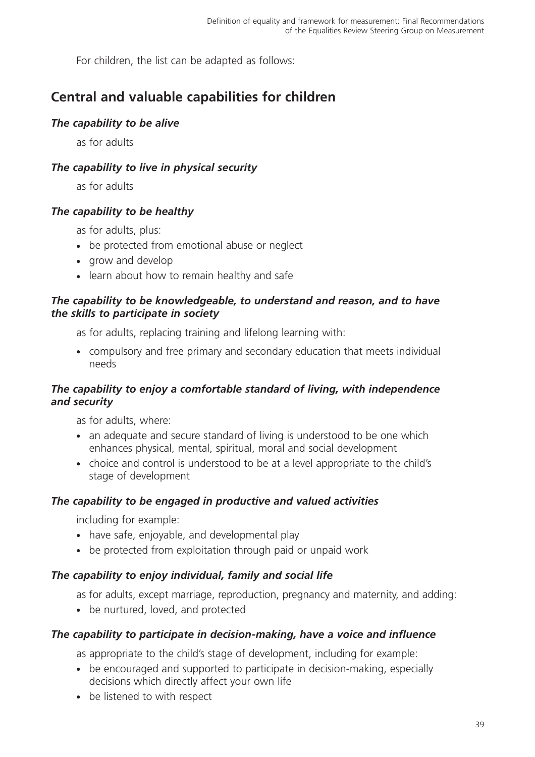For children, the list can be adapted as follows:

## Central and valuable capabilities for children

### *The capability to be alive*

as for adults

### *The capability to live in physical security*

as for adults

### *The capability to be healthy*

as for adults, plus:

- be protected from emotional abuse or neglect
- grow and develop
- learn about how to remain healthy and safe

### *The capability to be knowledgeable, to understand and reason, and to have the skills to participate in society*

as for adults, replacing training and lifelong learning with:

- compulsory and free primary and secondary education that meets individual needs

### *The capability to enjoy a comfortable standard of living, with independence and security*

as for adults, where:

- an adequate and secure standard of living is understood to be one which enhances physical, mental, spiritual, moral and social development
- choice and control is understood to be at a level appropriate to the child's stage of development

### *The capability to be engaged in productive and valued activities*

including for example:

- have safe, enjoyable, and developmental play
- be protected from exploitation through paid or unpaid work

### *The capability to enjoy individual, family and social life*

as for adults, except marriage, reproduction, pregnancy and maternity, and adding:

- be nurtured, loved, and protected

### *The capability to participate in decision-making, have a voice and influence*

as appropriate to the child's stage of development, including for example:

- be encouraged and supported to participate in decision-making, especially decisions which directly affect your own life
- be listened to with respect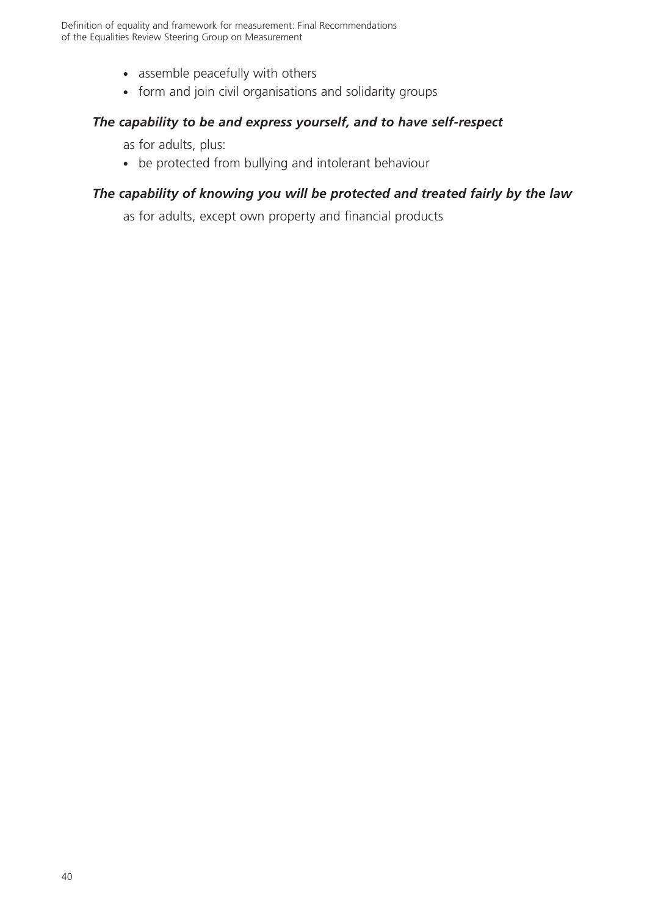- assemble peacefully with others
- form and join civil organisations and solidarity groups

***The capability to be and express yourself, and to have self-respect***

as for adults, plus:

- be protected from bullying and intolerant behaviour

***The capability of knowing you will be protected and treated fairly by the law***

as for adults, except own property and financial products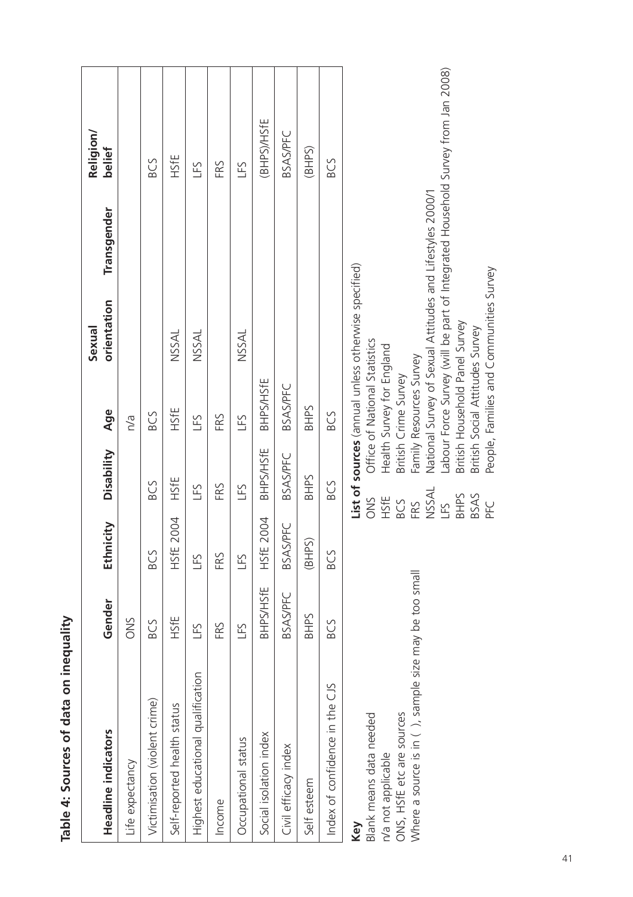**Table 4: Sources of data on inequality**

| Headline indicators | Gender | Ethnicity | Disability | Age | Sexual orientation | Transgender | Religion/ belief |
|---|---|---|---|---|---|---|---|
| Life expectancy | ONS | | | n/a | | | |
| Victimisation (violent crime) | BCS | BCS | BCS | BCS | | | BCS |
| Self-reported health status | HSfE | HSfE 2004 | HSfE | HSfE | NSSAL | | HSfE |
| Highest educational qualification | LFS | LFS | LFS | LFS | NSSAL | | LFS |
| Income | FRS | FRS | FRS | FRS | | | FRS |
| Occupational status | LFS | LFS | LFS | LFS | NSSAL | | LFS |
| Social isolation index | BHPS/HSfE | HSfE 2004 | BHPS/HSfE | BHPS/HSfE | | | (BHPS)/HSfE |
| Civil efficacy index | BSAS/PFC | BSAS/PFC | BSAS/PFC | BSAS/PFC | | | BSAS/PFC |
| Self esteem | BHPS | (BHPS) | BHPS | BHPS | | | (BHPS) |
| Index of confidence in the CJS | BCS | BCS | BCS | BCS | | | BCS |

**Key**

Blank means data needed
n/a not applicable
ONS, HSfE etc are sources
Where a source is in ( ), sample size may be too small

**List of sources** (annual unless otherwise specified)

ONS Office of National Statistics
HSfE Health Survey for England
BCS British Crime Survey
FRS Family Resources Survey
NSSAL National Survey of Sexual Attitudes and Lifestyles 2000/1
LFS Labour Force Survey (will be part of Integrated Household Survey from Jan 2008)
BHPS British Household Panel Survey
BSAS British Social Attitudes Survey
PFC People, Families and Communities Survey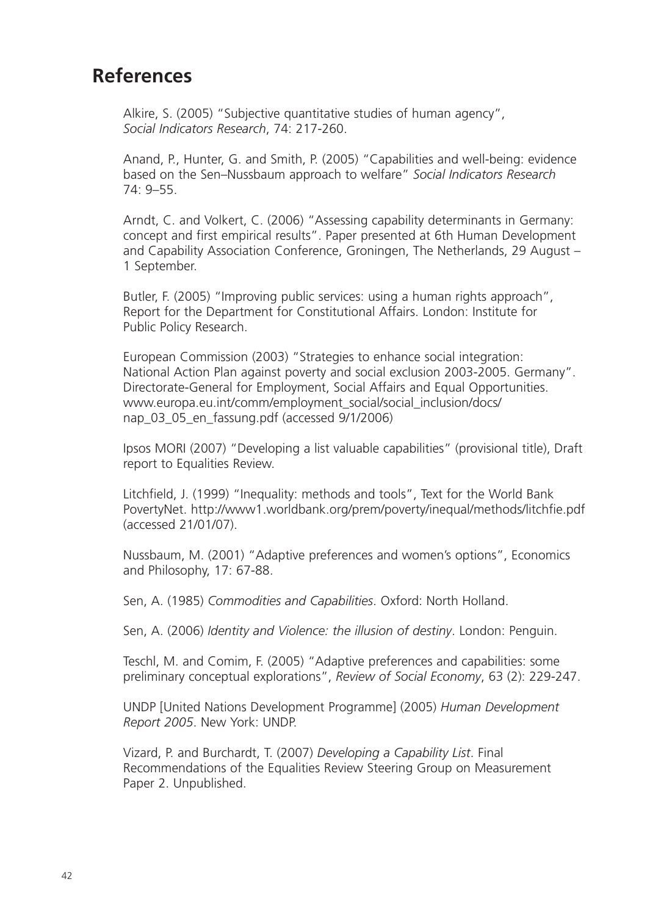## References

Alkire, S. (2005) "Subjective quantitative studies of human agency", *Social Indicators Research*, 74: 217-260.

Anand, P., Hunter, G. and Smith, P. (2005) "Capabilities and well-being: evidence based on the Sen–Nussbaum approach to welfare" *Social Indicators Research* 74: 9–55.

Arndt, C. and Volkert, C. (2006) "Assessing capability determinants in Germany: concept and first empirical results". Paper presented at 6th Human Development and Capability Association Conference, Groningen, The Netherlands, 29 August – 1 September.

Butler, F. (2005) "Improving public services: using a human rights approach", Report for the Department for Constitutional Affairs. London: Institute for Public Policy Research.

European Commission (2003) "Strategies to enhance social integration: National Action Plan against poverty and social exclusion 2003-2005. Germany". Directorate-General for Employment, Social Affairs and Equal Opportunities. www.europa.eu.int/comm/employment_social/social_inclusion/docs/nap_03_05_en_fassung.pdf (accessed 9/1/2006)

Ipsos MORI (2007) "Developing a list valuable capabilities" (provisional title), Draft report to Equalities Review.

Litchfield, J. (1999) "Inequality: methods and tools", Text for the World Bank PovertyNet. http://www1.worldbank.org/prem/poverty/inequal/methods/litchfie.pdf (accessed 21/01/07).

Nussbaum, M. (2001) "Adaptive preferences and women's options", Economics and Philosophy, 17: 67-88.

Sen, A. (1985) *Commodities and Capabilities*. Oxford: North Holland.

Sen, A. (2006) *Identity and Violence: the illusion of destiny*. London: Penguin.

Teschl, M. and Comim, F. (2005) "Adaptive preferences and capabilities: some preliminary conceptual explorations", *Review of Social Economy*, 63 (2): 229-247.

UNDP [United Nations Development Programme] (2005) *Human Development Report 2005*. New York: UNDP.

Vizard, P. and Burchardt, T. (2007) *Developing a Capability List*. Final Recommendations of the Equalities Review Steering Group on Measurement Paper 2. Unpublished.